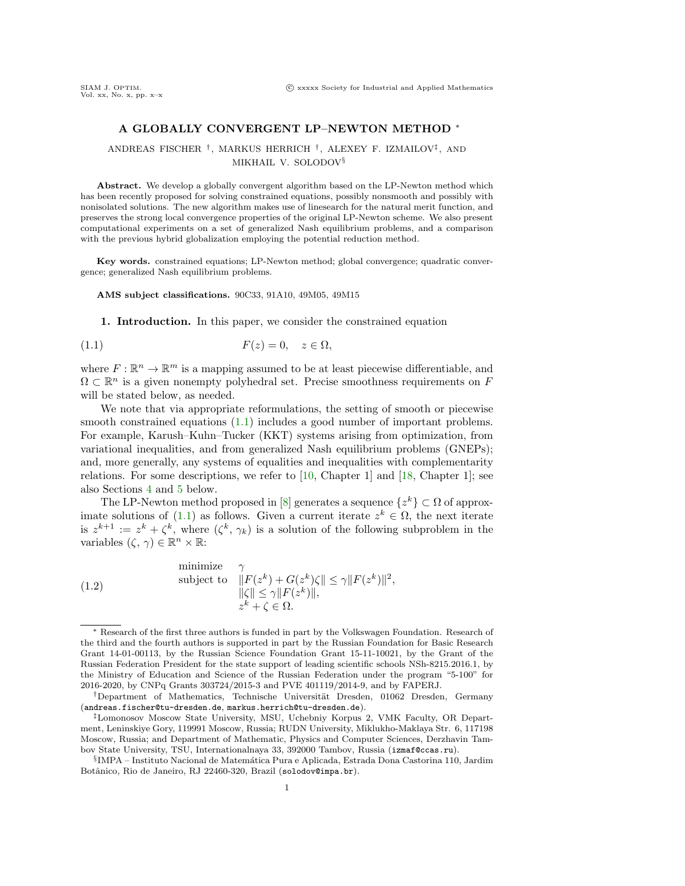# A GLOBALLY CONVERGENT LP–NEWTON METHOD *

ANDREAS FISCHER †, MARKUS HERRICH †, ALEXEY F. IZMAILOV‡, AND MIKHAIL V. SOLODOV§

**Abstract.** We develop a globally convergent algorithm based on the LP-Newton method which has been recently proposed for solving constrained equations, possibly nonsmooth and possibly with nonisolated solutions. The new algorithm makes use of linesearch for the natural merit function, and preserves the strong local convergence properties of the original LP-Newton scheme. We also present computational experiments on a set of generalized Nash equilibrium problems, and a comparison with the previous hybrid globalization employing the potential reduction method.

**Key words.** constrained equations; LP-Newton method; global convergence; quadratic convergence; generalized Nash equilibrium problems.

**AMS subject classifications.** 90C33, 91A10, 49M05, 49M15

## 1. Introduction.

In this paper, we consider the constrained equation

$$F(z) = 0, \quad z \in \Omega, \tag{1.1}$$

where $F : \mathbb{R}^n \to \mathbb{R}^m$ is a mapping assumed to be at least piecewise differentiable, and $\Omega \subset \mathbb{R}^n$ is a given nonempty polyhedral set. Precise smoothness requirements on $F$ will be stated below, as needed.

We note that via appropriate reformulations, the setting of smooth or piecewise smooth constrained equations (1.1) includes a good number of important problems. For example, Karush–Kuhn–Tucker (KKT) systems arising from optimization, from variational inequalities, and from generalized Nash equilibrium problems (GNEPs); and, more generally, any systems of equalities and inequalities with complementarity relations. For some descriptions, we refer to [10, Chapter 1] and [18, Chapter 1]; see also Sections 4 and 5 below.

The LP-Newton method proposed in [8] generates a sequence $\{z^k\} \subset \Omega$ of approximate solutions of (1.1) as follows. Given a current iterate $z^k \in \Omega$, the next iterate is $z^{k+1} := z^k + \zeta^k$, where $(\zeta^k, \gamma_k)$ is a solution of the following subproblem in the variables $(\zeta, \gamma) \in \mathbb{R}^n \times \mathbb{R}$:

$$\begin{array}{ll} \text{minimize} & \gamma \\ \text{subject to} & \|F(z^k) + G(z^k)\zeta\| \leq \gamma \|F(z^k)\|^2, \\ & \|\zeta\| \leq \gamma \|F(z^k)\|, \\ & z^k + \zeta \in \Omega. \end{array} \tag{1.2}$$

---

* Research of the first three authors is funded in part by the Volkswagen Foundation. Research of the third and the fourth authors is supported in part by the Russian Foundation for Basic Research Grant 14-01-00113, by the Russian Science Foundation Grant 15-11-10021, by the Grant of the Russian Federation President for the state support of leading scientific schools NSh-8215.2016.1, by the Ministry of Education and Science of the Russian Federation under the program "5-100" for 2016-2020, by CNPq Grants 303724/2015-3 and PVE 401119/2014-9, and by FAPERJ.

†Department of Mathematics, Technische Universität Dresden, 01062 Dresden, Germany (andreas.fischer@tu-dresden.de, markus.herrich@tu-dresden.de).

‡Lomonosov Moscow State University, MSU, Uchebniy Korpus 2, VMK Faculty, OR Department, Leninskiye Gory, 119991 Moscow, Russia; RUDN University, Miklukho-Maklaya Str. 6, 117198 Moscow, Russia; and Department of Mathematic, Physics and Computer Sciences, Derzhavin Tambov State University, TSU, Internationalnaya 33, 392000 Tambov, Russia (izmaf@ccas.ru).

§IMPA – Instituto Nacional de Matemática Pura e Aplicada, Estrada Dona Castorina 110, Jardim Botânico, Rio de Janeiro, RJ 22460-320, Brazil (solodov@impa.br).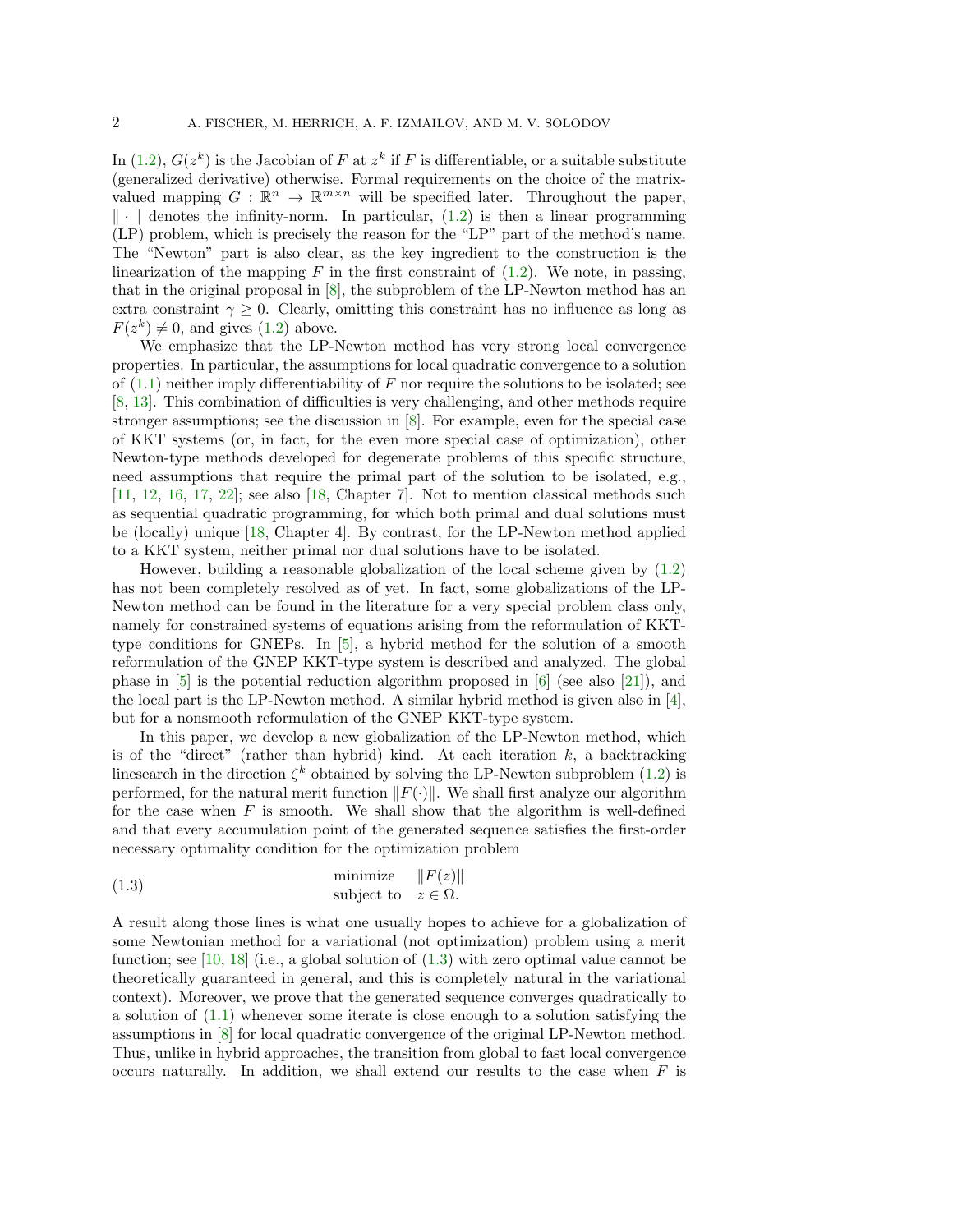In (1.2), $G(z^k)$ is the Jacobian of $F$ at $z^k$ if $F$ is differentiable, or a suitable substitute (generalized derivative) otherwise. Formal requirements on the choice of the matrix-valued mapping $G : \mathbb{R}^n \to \mathbb{R}^{m\times n}$ will be specified later. Throughout the paper, $\|\cdot\|$ denotes the infinity-norm. In particular, (1.2) is then a linear programming (LP) problem, which is precisely the reason for the "LP" part of the method's name. The "Newton" part is also clear, as the key ingredient to the construction is the linearization of the mapping $F$ in the first constraint of (1.2). We note, in passing, that in the original proposal in [8], the subproblem of the LP-Newton method has an extra constraint $\gamma \geq 0$. Clearly, omitting this constraint has no influence as long as $F(z^k) \neq 0$, and gives (1.2) above.

We emphasize that the LP-Newton method has very strong local convergence properties. In particular, the assumptions for local quadratic convergence to a solution of (1.1) neither imply differentiability of $F$ nor require the solutions to be isolated; see [8, 13]. This combination of difficulties is very challenging, and other methods require stronger assumptions; see the discussion in [8]. For example, even for the special case of KKT systems (or, in fact, for the even more special case of optimization), other Newton-type methods developed for degenerate problems of this specific structure, need assumptions that require the primal part of the solution to be isolated, e.g., [11, 12, 16, 17, 22]; see also [18, Chapter 7]. Not to mention classical methods such as sequential quadratic programming, for which both primal and dual solutions must be (locally) unique [18, Chapter 4]. By contrast, for the LP-Newton method applied to a KKT system, neither primal nor dual solutions have to be isolated.

However, building a reasonable globalization of the local scheme given by (1.2) has not been completely resolved as of yet. In fact, some globalizations of the LP-Newton method can be found in the literature for a very special problem class only, namely for constrained systems of equations arising from the reformulation of KKT-type conditions for GNEPs. In [5], a hybrid method for the solution of a smooth reformulation of the GNEP KKT-type system is described and analyzed. The global phase in [5] is the potential reduction algorithm proposed in [6] (see also [21]), and the local part is the LP-Newton method. A similar hybrid method is given also in [4], but for a nonsmooth reformulation of the GNEP KKT-type system.

In this paper, we develop a new globalization of the LP-Newton method, which is of the "direct" (rather than hybrid) kind. At each iteration $k$, a backtracking linesearch in the direction $\zeta^k$ obtained by solving the LP-Newton subproblem (1.2) is performed, for the natural merit function $\|F(\cdot)\|$. We shall first analyze our algorithm for the case when $F$ is smooth. We shall show that the algorithm is well-defined and that every accumulation point of the generated sequence satisfies the first-order necessary optimality condition for the optimization problem

$$
\begin{array}{ll}
\text{minimize} & \|F(z)\| \\
\text{subject to} & z \in \Omega.
\end{array}
\tag{1.3}
$$

A result along those lines is what one usually hopes to achieve for a globalization of some Newtonian method for a variational (not optimization) problem using a merit function; see [10, 18] (i.e., a global solution of (1.3) with zero optimal value cannot be theoretically guaranteed in general, and this is completely natural in the variational context). Moreover, we prove that the generated sequence converges quadratically to a solution of (1.1) whenever some iterate is close enough to a solution satisfying the assumptions in [8] for local quadratic convergence of the original LP-Newton method. Thus, unlike in hybrid approaches, the transition from global to fast local convergence occurs naturally. In addition, we shall extend our results to the case when $F$ is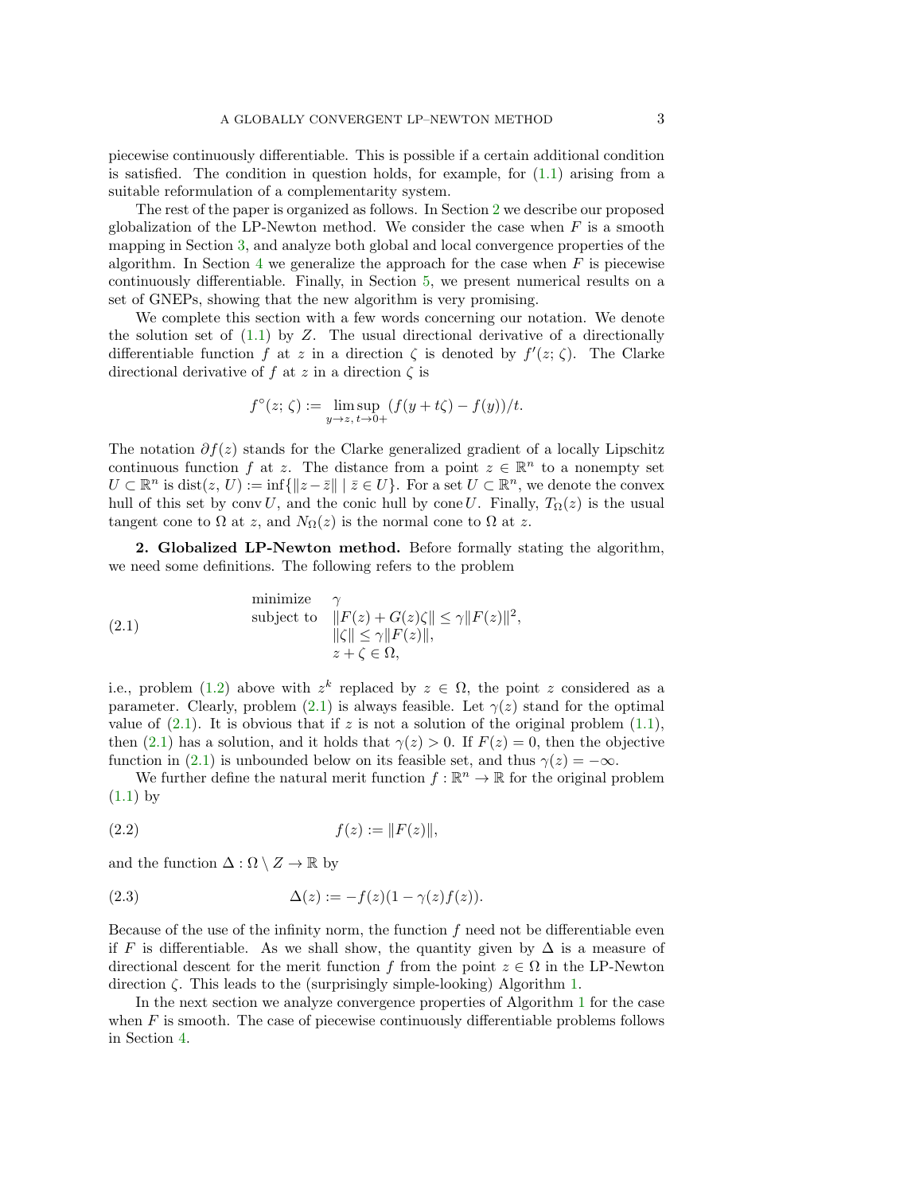piecewise continuously differentiable. This is possible if a certain additional condition is satisfied. The condition in question holds, for example, for (1.1) arising from a suitable reformulation of a complementarity system.

The rest of the paper is organized as follows. In Section 2 we describe our proposed globalization of the LP-Newton method. We consider the case when $F$ is a smooth mapping in Section 3, and analyze both global and local convergence properties of the algorithm. In Section 4 we generalize the approach for the case when $F$ is piecewise continuously differentiable. Finally, in Section 5, we present numerical results on a set of GNEPs, showing that the new algorithm is very promising.

We complete this section with a few words concerning our notation. We denote the solution set of (1.1) by $Z$. The usual directional derivative of a directionally differentiable function $f$ at $z$ in a direction $\zeta$ is denoted by $f'(z;\,\zeta)$. The Clarke directional derivative of $f$ at $z$ in a direction $\zeta$ is

$$f^{\circ}(z;\,\zeta) := \limsup_{y\to z,\, t\to 0+} (f(y+t\zeta) - f(y))/t.$$

The notation $\partial f(z)$ stands for the Clarke generalized gradient of a locally Lipschitz continuous function $f$ at $z$. The distance from a point $z \in \mathbb{R}^n$ to a nonempty set $U \subset \mathbb{R}^n$ is $\operatorname{dist}(z,\, U) := \inf\{\|z - \bar{z}\| \mid \bar{z} \in U\}$. For a set $U \subset \mathbb{R}^n$, we denote the convex hull of this set by $\operatorname{conv} U$, and the conic hull by $\operatorname{cone} U$. Finally, $T_\Omega(z)$ is the usual tangent cone to $\Omega$ at $z$, and $N_\Omega(z)$ is the normal cone to $\Omega$ at $z$.

## 2. Globalized LP-Newton method.

Before formally stating the algorithm, we need some definitions. The following refers to the problem

$$\begin{array}{ll} \text{minimize} & \gamma \\ \text{subject to} & \|F(z) + G(z)\zeta\| \le \gamma \|F(z)\|^2, \\ & \|\zeta\| \le \gamma \|F(z)\|, \\ & z + \zeta \in \Omega, \end{array} \tag{2.1}$$

i.e., problem (1.2) above with $z^k$ replaced by $z \in \Omega$, the point $z$ considered as a parameter. Clearly, problem (2.1) is always feasible. Let $\gamma(z)$ stand for the optimal value of (2.1). It is obvious that if $z$ is not a solution of the original problem (1.1), then (2.1) has a solution, and it holds that $\gamma(z) > 0$. If $F(z) = 0$, then the objective function in (2.1) is unbounded below on its feasible set, and thus $\gamma(z) = -\infty$.

We further define the natural merit function $f : \mathbb{R}^n \to \mathbb{R}$ for the original problem (1.1) by

$$f(z) := \|F(z)\|, \tag{2.2}$$

and the function $\Delta : \Omega \setminus Z \to \mathbb{R}$ by

$$\Delta(z) := -f(z)(1 - \gamma(z)f(z)). \tag{2.3}$$

Because of the use of the infinity norm, the function $f$ need not be differentiable even if $F$ is differentiable. As we shall show, the quantity given by $\Delta$ is a measure of directional descent for the merit function $f$ from the point $z \in \Omega$ in the LP-Newton direction $\zeta$. This leads to the (surprisingly simple-looking) Algorithm 1.

In the next section we analyze convergence properties of Algorithm 1 for the case when $F$ is smooth. The case of piecewise continuously differentiable problems follows in Section 4.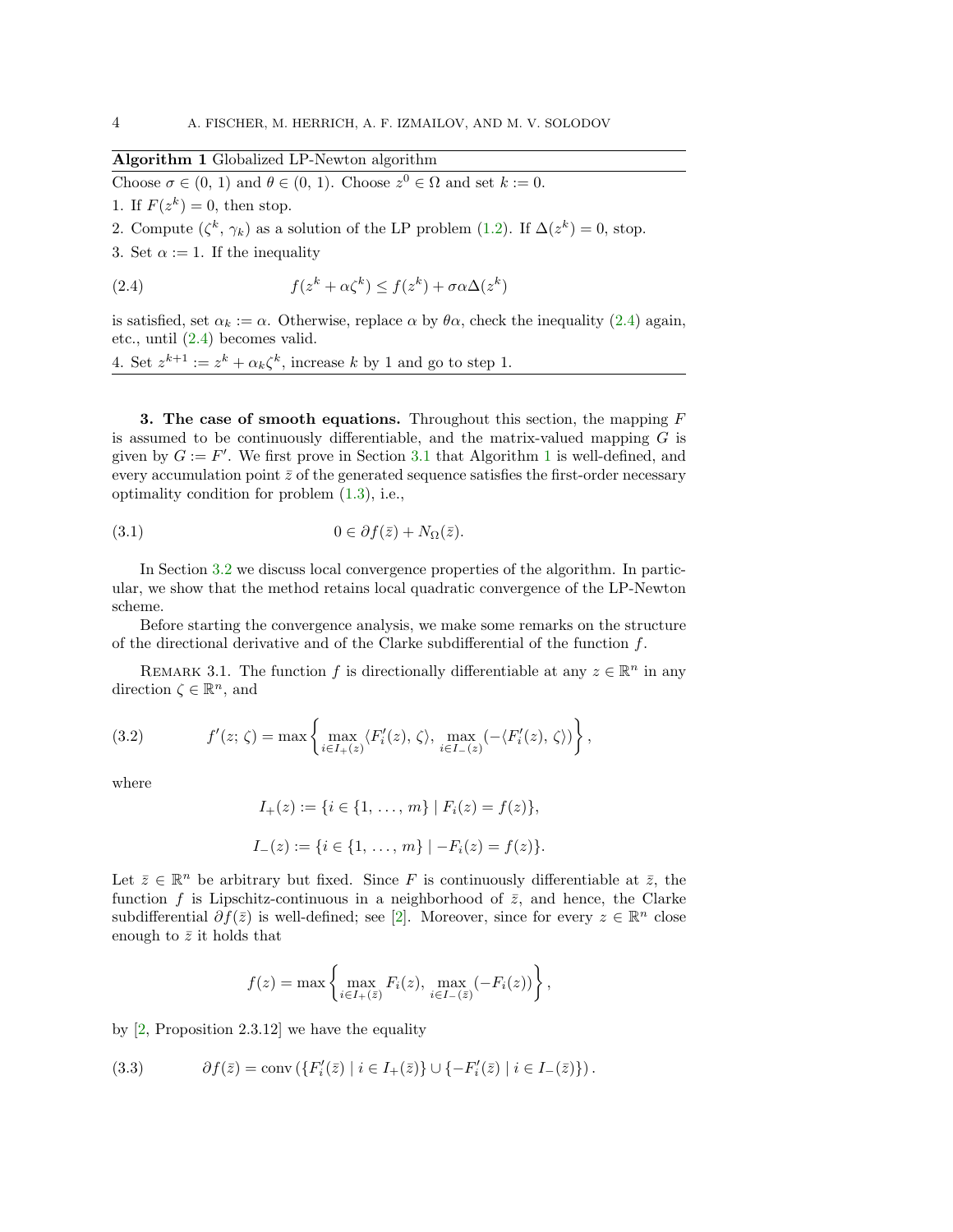**Algorithm 1** Globalized LP-Newton algorithm

Choose $\sigma \in (0,\,1)$ and $\theta \in (0,\,1)$. Choose $z^0 \in \Omega$ and set $k := 0$.

1. If $F(z^k) = 0$, then stop.
2. Compute $(\zeta^k,\,\gamma_k)$ as a solution of the LP problem (1.2). If $\Delta(z^k) = 0$, stop.
3. Set $\alpha := 1$. If the inequality

$$f(z^k + \alpha\zeta^k) \le f(z^k) + \sigma\alpha\Delta(z^k) \tag{2.4}$$

is satisfied, set $\alpha_k := \alpha$. Otherwise, replace $\alpha$ by $\theta\alpha$, check the inequality (2.4) again, etc., until (2.4) becomes valid.

4. Set $z^{k+1} := z^k + \alpha_k\zeta^k$, increase $k$ by 1 and go to step 1.

**3. The case of smooth equations.** Throughout this section, the mapping $F$ is assumed to be continuously differentiable, and the matrix-valued mapping $G$ is given by $G := F'$. We first prove in Section 3.1 that Algorithm 1 is well-defined, and every accumulation point $\bar{z}$ of the generated sequence satisfies the first-order necessary optimality condition for problem (1.3), i.e.,

$$0 \in \partial f(\bar{z}) + N_\Omega(\bar{z}). \tag{3.1}$$

In Section 3.2 we discuss local convergence properties of the algorithm. In particular, we show that the method retains local quadratic convergence of the LP-Newton scheme.

Before starting the convergence analysis, we make some remarks on the structure of the directional derivative and of the Clarke subdifferential of the function $f$.

Remark 3.1. The function $f$ is directionally differentiable at any $z \in \mathbb{R}^n$ in any direction $\zeta \in \mathbb{R}^n$, and

$$f'(z;\,\zeta) = \max\left\{\max_{i\in I_+(z)} \langle F_i'(z),\,\zeta\rangle,\ \max_{i\in I_-(z)} (-\langle F_i'(z),\,\zeta\rangle)\right\}, \tag{3.2}$$

where

$$I_+(z) := \{i \in \{1,\,\ldots,\,m\} \mid F_i(z) = f(z)\},$$

$$I_-(z) := \{i \in \{1,\,\ldots,\,m\} \mid -F_i(z) = f(z)\}.$$

Let $\bar{z} \in \mathbb{R}^n$ be arbitrary but fixed. Since $F$ is continuously differentiable at $\bar{z}$, the function $f$ is Lipschitz-continuous in a neighborhood of $\bar{z}$, and hence, the Clarke subdifferential $\partial f(\bar{z})$ is well-defined; see [2]. Moreover, since for every $z \in \mathbb{R}^n$ close enough to $\bar{z}$ it holds that

$$f(z) = \max\left\{\max_{i\in I_+(\bar{z})} F_i(z),\ \max_{i\in I_-(\bar{z})} (-F_i(z))\right\},$$

by [2, Proposition 2.3.12] we have the equality

$$\partial f(\bar{z}) = \operatorname{conv}\left(\{F_i'(\bar{z}) \mid i \in I_+(\bar{z})\} \cup \{-F_i'(\bar{z}) \mid i \in I_-(\bar{z})\}\right). \tag{3.3}$$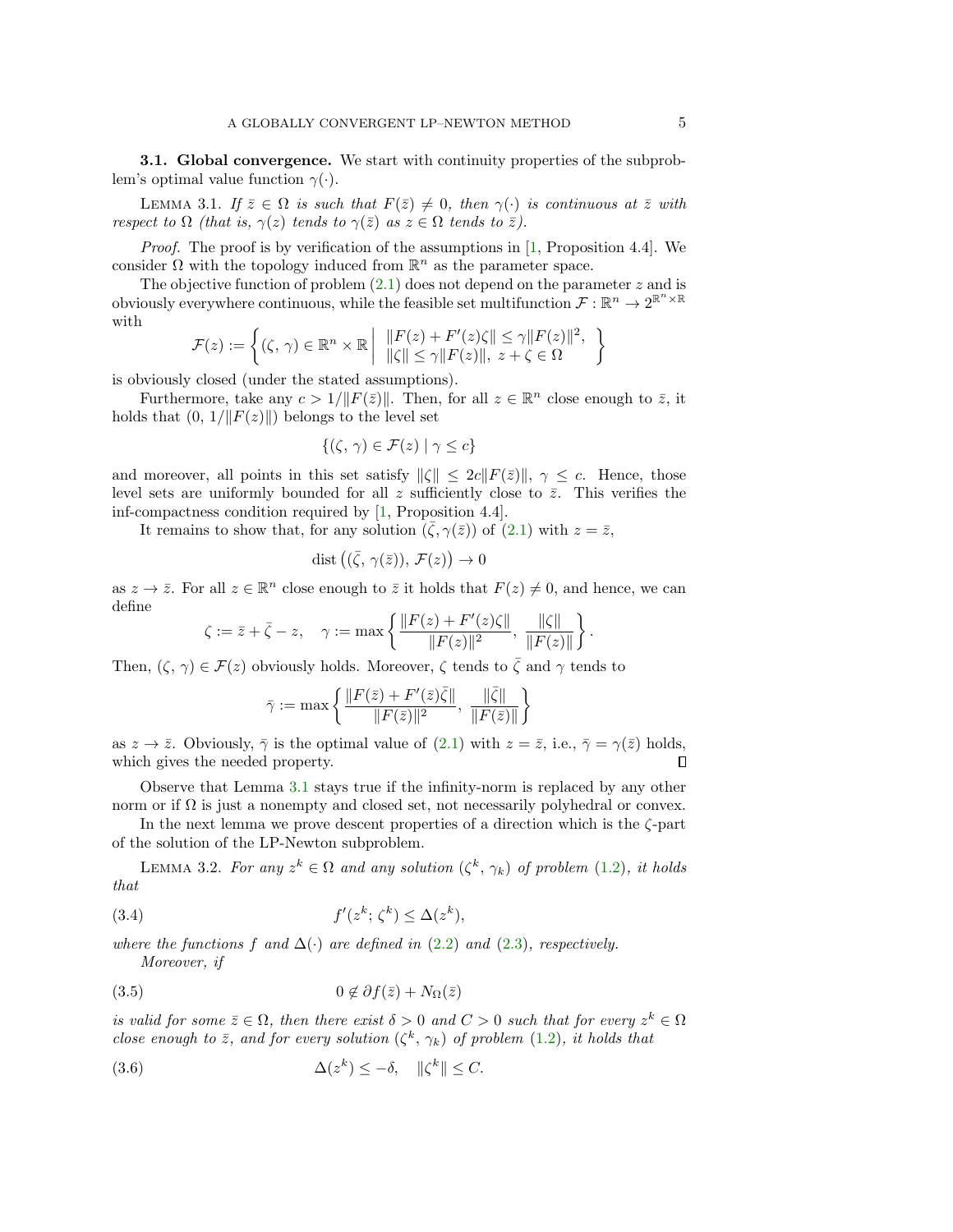**3.1. Global convergence.** We start with continuity properties of the subproblem's optimal value function $\gamma(\cdot)$.

LEMMA 3.1. *If $\bar{z} \in \Omega$ is such that $F(\bar{z}) \neq 0$, then $\gamma(\cdot)$ is continuous at $\bar{z}$ with respect to $\Omega$ (that is, $\gamma(z)$ tends to $\gamma(\bar{z})$ as $z \in \Omega$ tends to $\bar{z}$).*

*Proof.* The proof is by verification of the assumptions in [1, Proposition 4.4]. We consider $\Omega$ with the topology induced from $\mathbb{R}^n$ as the parameter space.

The objective function of problem (2.1) does not depend on the parameter $z$ and is obviously everywhere continuous, while the feasible set multifunction $\mathcal{F} : \mathbb{R}^n \to 2^{\mathbb{R}^n \times \mathbb{R}}$ with

$$\mathcal{F}(z) := \left\{ (\zeta, \gamma) \in \mathbb{R}^n \times \mathbb{R} \;\middle|\; \begin{array}{l} \|F(z) + F'(z)\zeta\| \leq \gamma \|F(z)\|^2, \\ \|\zeta\| \leq \gamma \|F(z)\|, \; z + \zeta \in \Omega \end{array} \right\}$$

is obviously closed (under the stated assumptions).

Furthermore, take any $c > 1/\|F(\bar{z})\|$. Then, for all $z \in \mathbb{R}^n$ close enough to $\bar{z}$, it holds that $(0, 1/\|F(z)\|)$ belongs to the level set

$$\{(\zeta, \gamma) \in \mathcal{F}(z) \mid \gamma \leq c\}$$

and moreover, all points in this set satisfy $\|\zeta\| \leq 2c\|F(\bar{z})\|$, $\gamma \leq c$. Hence, those level sets are uniformly bounded for all $z$ sufficiently close to $\bar{z}$. This verifies the inf-compactness condition required by [1, Proposition 4.4].

It remains to show that, for any solution $(\bar{\zeta}, \gamma(\bar{z}))$ of (2.1) with $z = \bar{z}$,

$$\operatorname{dist}\big((\bar{\zeta}, \gamma(\bar{z})), \mathcal{F}(z)\big) \to 0$$

as $z \to \bar{z}$. For all $z \in \mathbb{R}^n$ close enough to $\bar{z}$ it holds that $F(z) \neq 0$, and hence, we can define

$$\zeta := \bar{z} + \bar{\zeta} - z, \quad \gamma := \max\left\{ \frac{\|F(z) + F'(z)\zeta\|}{\|F(z)\|^2}, \; \frac{\|\zeta\|}{\|F(z)\|} \right\}.$$

Then, $(\zeta, \gamma) \in \mathcal{F}(z)$ obviously holds. Moreover, $\zeta$ tends to $\bar{\zeta}$ and $\gamma$ tends to

$$\bar{\gamma} := \max\left\{ \frac{\|F(\bar{z}) + F'(\bar{z})\bar{\zeta}\|}{\|F(\bar{z})\|^2}, \; \frac{\|\bar{\zeta}\|}{\|F(\bar{z})\|} \right\}$$

as $z \to \bar{z}$. Obviously, $\bar{\gamma}$ is the optimal value of (2.1) with $z = \bar{z}$, i.e., $\bar{\gamma} = \gamma(\bar{z})$ holds, which gives the needed property. ∎

Observe that Lemma 3.1 stays true if the infinity-norm is replaced by any other norm or if $\Omega$ is just a nonempty and closed set, not necessarily polyhedral or convex.

In the next lemma we prove descent properties of a direction which is the $\zeta$-part of the solution of the LP-Newton subproblem.

LEMMA 3.2. *For any $z^k \in \Omega$ and any solution $(\zeta^k, \gamma_k)$ of problem (1.2), it holds that*

$$f'(z^k; \zeta^k) \leq \Delta(z^k), \tag{3.4}$$

*where the functions $f$ and $\Delta(\cdot)$ are defined in (2.2) and (2.3), respectively.*

*Moreover, if*

$$0 \notin \partial f(\bar{z}) + N_\Omega(\bar{z}) \tag{3.5}$$

*is valid for some $\bar{z} \in \Omega$, then there exist $\delta > 0$ and $C > 0$ such that for every $z^k \in \Omega$ close enough to $\bar{z}$, and for every solution $(\zeta^k, \gamma_k)$ of problem (1.2), it holds that*

$$\Delta(z^k) \leq -\delta, \quad \|\zeta^k\| \leq C. \tag{3.6}$$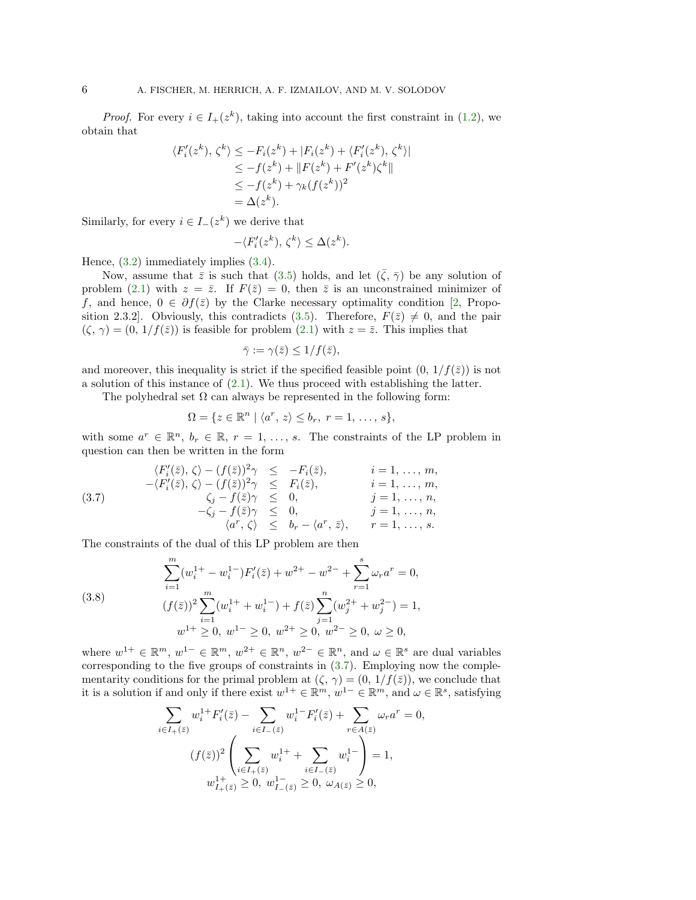*Proof.* For every $i \in I_+(z^k)$, taking into account the first constraint in (1.2), we obtain that

$$
\begin{aligned}
\langle F_i'(z^k),\, \zeta^k\rangle &\le -F_i(z^k) + |F_i(z^k) + \langle F_i'(z^k),\, \zeta^k\rangle| \\
&\le -f(z^k) + \|F(z^k) + F'(z^k)\zeta^k\| \\
&\le -f(z^k) + \gamma_k (f(z^k))^2 \\
&= \Delta(z^k).
\end{aligned}
$$

Similarly, for every $i \in I_-(z^k)$ we derive that

$$
-\langle F_i'(z^k),\, \zeta^k\rangle \le \Delta(z^k).
$$

Hence, (3.2) immediately implies (3.4).

Now, assume that $\bar{z}$ is such that (3.5) holds, and let $(\bar{\zeta},\, \bar{\gamma})$ be any solution of problem (2.1) with $z = \bar{z}$. If $F(\bar{z}) = 0$, then $\bar{z}$ is an unconstrained minimizer of $f$, and hence, $0 \in \partial f(\bar{z})$ by the Clarke necessary optimality condition [2, Proposition 2.3.2]. Obviously, this contradicts (3.5). Therefore, $F(\bar{z}) \ne 0$, and the pair $(\zeta,\, \gamma) = (0,\, 1/f(\bar{z}))$ is feasible for problem (2.1) with $z = \bar{z}$. This implies that

$$
\bar{\gamma} := \gamma(\bar{z}) \le 1/f(\bar{z}),
$$

and moreover, this inequality is strict if the specified feasible point $(0,\, 1/f(\bar{z}))$ is not a solution of this instance of (2.1). We thus proceed with establishing the latter.

The polyhedral set $\Omega$ can always be represented in the following form:

$$
\Omega = \{z \in \mathbb{R}^n \mid \langle a^r,\, z\rangle \le b_r,\ r = 1,\, \ldots,\, s\},
$$

with some $a^r \in \mathbb{R}^n$, $b_r \in \mathbb{R}$, $r = 1,\, \ldots,\, s$. The constraints of the LP problem in question can then be written in the form

$$
\begin{array}{rcll}
\langle F_i'(\bar{z}),\, \zeta\rangle - (f(\bar{z}))^2\gamma & \le & -F_i(\bar{z}), & i = 1,\, \ldots,\, m, \\
-\langle F_i'(\bar{z}),\, \zeta\rangle - (f(\bar{z}))^2\gamma & \le & F_i(\bar{z}), & i = 1,\, \ldots,\, m, \\
\zeta_j - f(\bar{z})\gamma & \le & 0, & j = 1,\, \ldots,\, n, \\
-\zeta_j - f(\bar{z})\gamma & \le & 0, & j = 1,\, \ldots,\, n, \\
\langle a^r,\, \zeta\rangle & \le & b_r - \langle a^r,\, \bar{z}\rangle, & r = 1,\, \ldots,\, s.
\end{array}
\tag{3.7}
$$

The constraints of the dual of this LP problem are then

$$
\begin{gathered}
\sum_{i=1}^{m}(w_i^{1+} - w_i^{1-})F_i'(\bar{z}) + w^{2+} - w^{2-} + \sum_{r=1}^{s}\omega_r a^r = 0, \\
(f(\bar{z}))^2\sum_{i=1}^{m}(w_i^{1+} + w_i^{1-}) + f(\bar{z})\sum_{j=1}^{n}(w_j^{2+} + w_j^{2-}) = 1, \\
w^{1+} \ge 0,\ w^{1-} \ge 0,\ w^{2+} \ge 0,\ w^{2-} \ge 0,\ \omega \ge 0,
\end{gathered}
\tag{3.8}
$$

where $w^{1+} \in \mathbb{R}^m$, $w^{1-} \in \mathbb{R}^m$, $w^{2+} \in \mathbb{R}^n$, $w^{2-} \in \mathbb{R}^n$, and $\omega \in \mathbb{R}^s$ are dual variables corresponding to the five groups of constraints in (3.7). Employing now the complementarity conditions for the primal problem at $(\zeta,\, \gamma) = (0,\, 1/f(\bar{z}))$, we conclude that it is a solution if and only if there exist $w^{1+} \in \mathbb{R}^m$, $w^{1-} \in \mathbb{R}^m$, and $\omega \in \mathbb{R}^s$, satisfying

$$
\begin{gathered}
\sum_{i \in I_+(\bar{z})} w_i^{1+}F_i'(\bar{z}) - \sum_{i \in I_-(\bar{z})} w_i^{1-}F_i'(\bar{z}) + \sum_{r \in A(\bar{z})}\omega_r a^r = 0, \\
(f(\bar{z}))^2\left(\sum_{i \in I_+(\bar{z})} w_i^{1+} + \sum_{i \in I_-(\bar{z})} w_i^{1-}\right) = 1, \\
w_{I_+(\bar{z})}^{1+} \ge 0,\ w_{I_-(\bar{z})}^{1-} \ge 0,\ \omega_{A(\bar{z})} \ge 0,
\end{gathered}
$$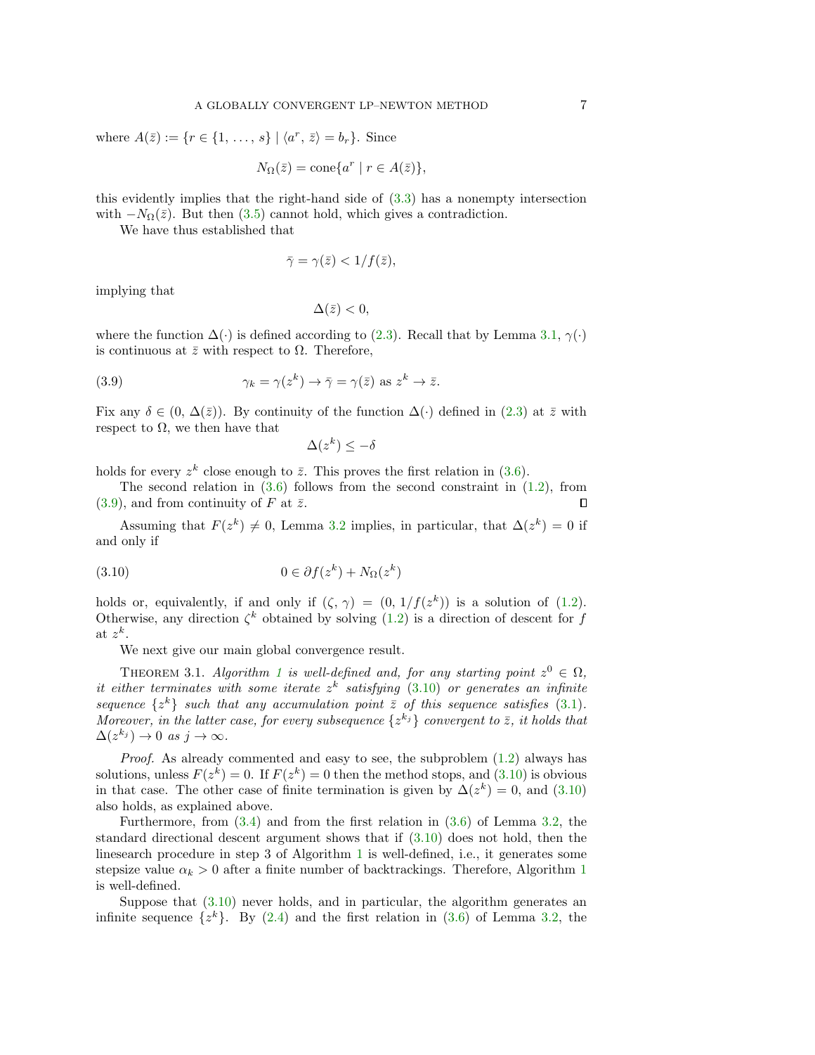where $A(\bar{z}) := \{r \in \{1, \ldots, s\} \mid \langle a^r, \bar{z}\rangle = b_r\}$. Since

$$N_\Omega(\bar{z}) = \operatorname{cone}\{a^r \mid r \in A(\bar{z})\},$$

this evidently implies that the right-hand side of (3.3) has a nonempty intersection with $-N_\Omega(\bar{z})$. But then (3.5) cannot hold, which gives a contradiction.

We have thus established that

$$\bar{\gamma} = \gamma(\bar{z}) < 1/f(\bar{z}),$$

implying that

$$\Delta(\bar{z}) < 0,$$

where the function $\Delta(\cdot)$ is defined according to (2.3). Recall that by Lemma 3.1, $\gamma(\cdot)$ is continuous at $\bar{z}$ with respect to $\Omega$. Therefore,

$$\gamma_k = \gamma(z^k) \to \bar{\gamma} = \gamma(\bar{z}) \text{ as } z^k \to \bar{z}. \tag{3.9}$$

Fix any $\delta \in (0, \Delta(\bar{z}))$. By continuity of the function $\Delta(\cdot)$ defined in (2.3) at $\bar{z}$ with respect to $\Omega$, we then have that

$$\Delta(z^k) \leq -\delta$$

holds for every $z^k$ close enough to $\bar{z}$. This proves the first relation in (3.6).

The second relation in (3.6) follows from the second constraint in (1.2), from (3.9), and from continuity of $F$ at $\bar{z}$. ∎

Assuming that $F(z^k) \neq 0$, Lemma 3.2 implies, in particular, that $\Delta(z^k) = 0$ if and only if

$$0 \in \partial f(z^k) + N_\Omega(z^k) \tag{3.10}$$

holds or, equivalently, if and only if $(\zeta, \gamma) = (0, 1/f(z^k))$ is a solution of (1.2). Otherwise, any direction $\zeta^k$ obtained by solving (1.2) is a direction of descent for $f$ at $z^k$.

We next give our main global convergence result.

Theorem 3.1. *Algorithm 1 is well-defined and, for any starting point $z^0 \in \Omega$, it either terminates with some iterate $z^k$ satisfying (3.10) or generates an infinite sequence $\{z^k\}$ such that any accumulation point $\bar{z}$ of this sequence satisfies (3.1). Moreover, in the latter case, for every subsequence $\{z^{k_j}\}$ convergent to $\bar{z}$, it holds that $\Delta(z^{k_j}) \to 0$ as $j \to \infty$.*

*Proof.* As already commented and easy to see, the subproblem (1.2) always has solutions, unless $F(z^k) = 0$. If $F(z^k) = 0$ then the method stops, and (3.10) is obvious in that case. The other case of finite termination is given by $\Delta(z^k) = 0$, and (3.10) also holds, as explained above.

Furthermore, from (3.4) and from the first relation in (3.6) of Lemma 3.2, the standard directional descent argument shows that if (3.10) does not hold, then the linesearch procedure in step 3 of Algorithm 1 is well-defined, i.e., it generates some stepsize value $\alpha_k > 0$ after a finite number of backtrackings. Therefore, Algorithm 1 is well-defined.

Suppose that (3.10) never holds, and in particular, the algorithm generates an infinite sequence $\{z^k\}$. By (2.4) and the first relation in (3.6) of Lemma 3.2, the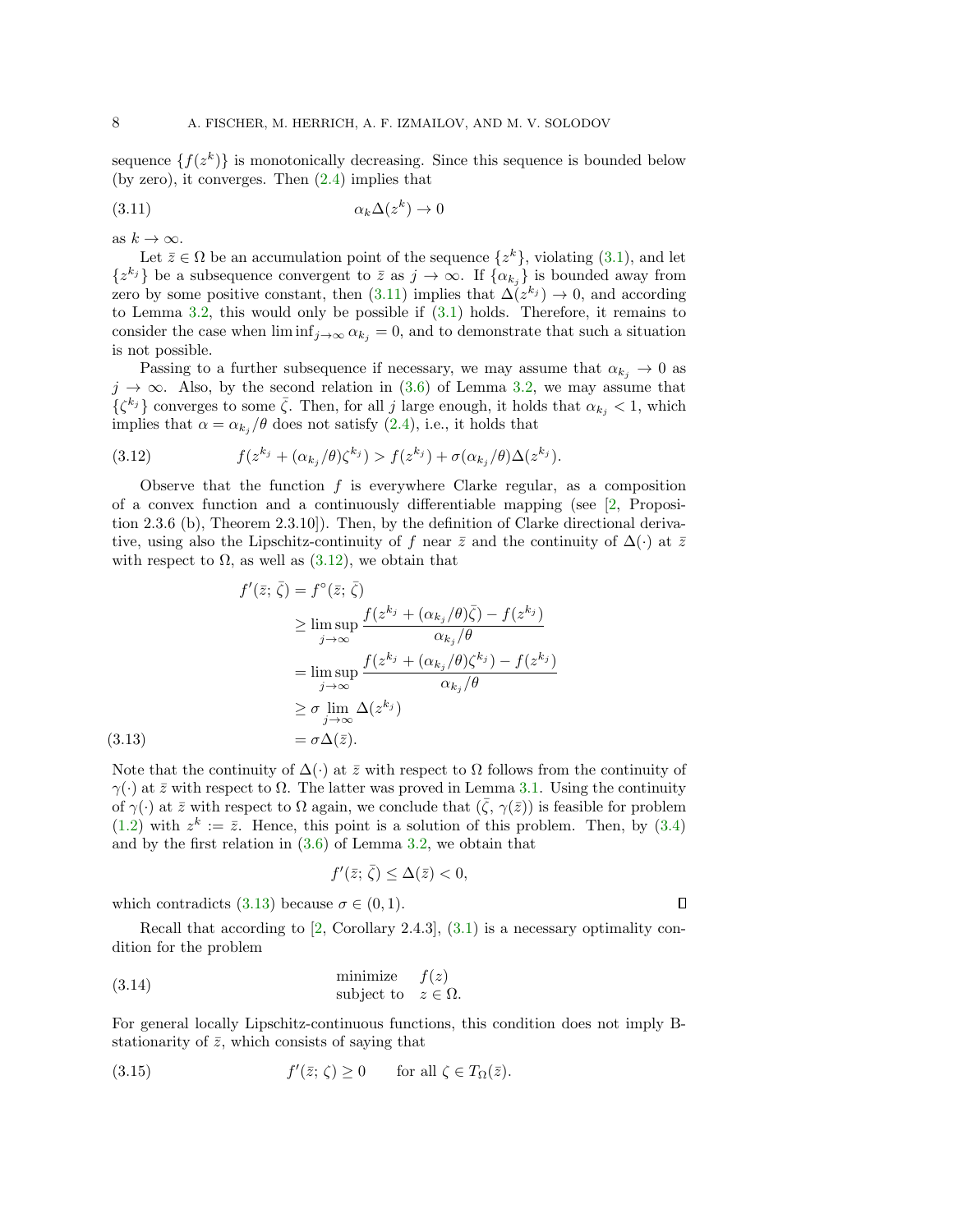sequence $\{f(z^k)\}$ is monotonically decreasing. Since this sequence is bounded below (by zero), it converges. Then (2.4) implies that

$$\alpha_k \Delta(z^k) \to 0 \tag{3.11}$$

as $k \to \infty$.

Let $\bar{z} \in \Omega$ be an accumulation point of the sequence $\{z^k\}$, violating (3.1), and let $\{z^{k_j}\}$ be a subsequence convergent to $\bar{z}$ as $j \to \infty$. If $\{\alpha_{k_j}\}$ is bounded away from zero by some positive constant, then (3.11) implies that $\Delta(z^{k_j}) \to 0$, and according to Lemma 3.2, this would only be possible if (3.1) holds. Therefore, it remains to consider the case when $\liminf_{j\to\infty} \alpha_{k_j} = 0$, and to demonstrate that such a situation is not possible.

Passing to a further subsequence if necessary, we may assume that $\alpha_{k_j} \to 0$ as $j \to \infty$. Also, by the second relation in (3.6) of Lemma 3.2, we may assume that $\{\zeta^{k_j}\}$ converges to some $\bar{\zeta}$. Then, for all $j$ large enough, it holds that $\alpha_{k_j} < 1$, which implies that $\alpha = \alpha_{k_j}/\theta$ does not satisfy (2.4), i.e., it holds that

$$f(z^{k_j} + (\alpha_{k_j}/\theta)\zeta^{k_j}) > f(z^{k_j}) + \sigma(\alpha_{k_j}/\theta)\Delta(z^{k_j}). \tag{3.12}$$

Observe that the function $f$ is everywhere Clarke regular, as a composition of a convex function and a continuously differentiable mapping (see [2, Proposition 2.3.6 (b), Theorem 2.3.10]). Then, by the definition of Clarke directional derivative, using also the Lipschitz-continuity of $f$ near $\bar{z}$ and the continuity of $\Delta(\cdot)$ at $\bar{z}$ with respect to $\Omega$, as well as (3.12), we obtain that

$$\begin{aligned}
f'(\bar{z};\,\bar{\zeta}) &= f^{\circ}(\bar{z};\,\bar{\zeta}) \\
&\geq \limsup_{j\to\infty} \frac{f(z^{k_j} + (\alpha_{k_j}/\theta)\bar{\zeta}) - f(z^{k_j})}{\alpha_{k_j}/\theta} \\
&= \limsup_{j\to\infty} \frac{f(z^{k_j} + (\alpha_{k_j}/\theta)\zeta^{k_j}) - f(z^{k_j})}{\alpha_{k_j}/\theta} \\
&\geq \sigma \lim_{j\to\infty} \Delta(z^{k_j}) \\
&= \sigma\Delta(\bar{z}).
\end{aligned} \tag{3.13}$$

Note that the continuity of $\Delta(\cdot)$ at $\bar{z}$ with respect to $\Omega$ follows from the continuity of $\gamma(\cdot)$ at $\bar{z}$ with respect to $\Omega$. The latter was proved in Lemma 3.1. Using the continuity of $\gamma(\cdot)$ at $\bar{z}$ with respect to $\Omega$ again, we conclude that $(\bar{\zeta},\,\gamma(\bar{z}))$ is feasible for problem (1.2) with $z^k := \bar{z}$. Hence, this point is a solution of this problem. Then, by (3.4) and by the first relation in (3.6) of Lemma 3.2, we obtain that

$$f'(\bar{z};\,\bar{\zeta}) \leq \Delta(\bar{z}) < 0,$$

which contradicts (3.13) because $\sigma \in (0,1)$. $\square$

Recall that according to [2, Corollary 2.4.3], (3.1) is a necessary optimality condition for the problem

$$\begin{array}{ll}\text{minimize} & f(z)\\ \text{subject to} & z \in \Omega.\end{array} \tag{3.14}$$

For general locally Lipschitz-continuous functions, this condition does not imply B-stationarity of $\bar{z}$, which consists of saying that

$$f'(\bar{z};\,\zeta) \geq 0 \qquad \text{for all } \zeta \in T_{\Omega}(\bar{z}). \tag{3.15}$$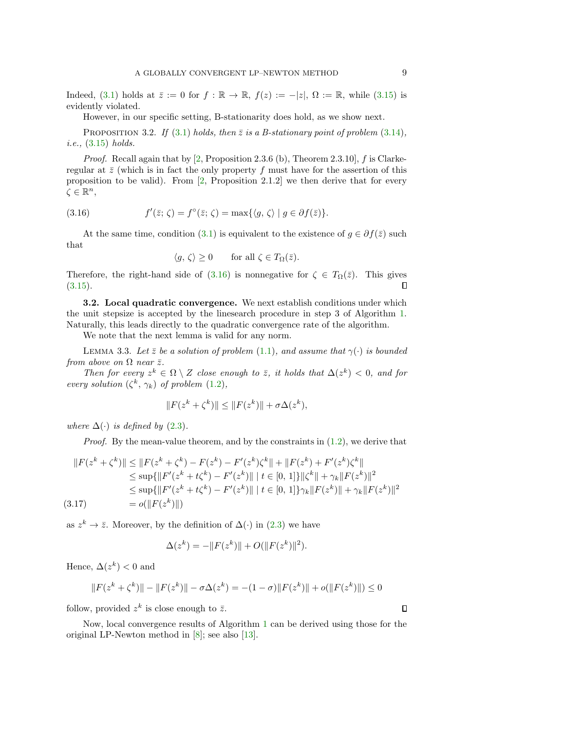Indeed, (3.1) holds at $\bar{z} := 0$ for $f : \mathbb{R} \to \mathbb{R}$, $f(z) := -|z|$, $\Omega := \mathbb{R}$, while (3.15) is evidently violated.

However, in our specific setting, B-stationarity does hold, as we show next.

Proposition 3.2. *If (3.1) holds, then $\bar{z}$ is a B-stationary point of problem (3.14), i.e., (3.15) holds.*

*Proof.* Recall again that by [2, Proposition 2.3.6 (b), Theorem 2.3.10], $f$ is Clarke-regular at $\bar{z}$ (which is in fact the only property $f$ must have for the assertion of this proposition to be valid). From [2, Proposition 2.1.2] we then derive that for every $\zeta \in \mathbb{R}^n$,

$$f'(\bar{z};\, \zeta) = f^{\circ}(\bar{z};\, \zeta) = \max\{\langle g,\, \zeta\rangle \mid g \in \partial f(\bar{z})\}. \tag{3.16}$$

At the same time, condition (3.1) is equivalent to the existence of $g \in \partial f(\bar{z})$ such that

$$\langle g,\, \zeta\rangle \geq 0 \qquad \text{for all } \zeta \in T_{\Omega}(\bar{z}).$$

Therefore, the right-hand side of (3.16) is nonnegative for $\zeta \in T_{\Omega}(\bar{z})$. This gives (3.15). ∎

**3.2. Local quadratic convergence.** We next establish conditions under which the unit stepsize is accepted by the linesearch procedure in step 3 of Algorithm 1. Naturally, this leads directly to the quadratic convergence rate of the algorithm.

We note that the next lemma is valid for any norm.

Lemma 3.3. *Let $\bar{z}$ be a solution of problem (1.1), and assume that $\gamma(\cdot)$ is bounded from above on $\Omega$ near $\bar{z}$.*

*Then for every $z^k \in \Omega \setminus Z$ close enough to $\bar{z}$, it holds that $\Delta(z^k) < 0$, and for every solution $(\zeta^k,\, \gamma_k)$ of problem (1.2),*

$$\|F(z^k + \zeta^k)\| \leq \|F(z^k)\| + \sigma\Delta(z^k),$$

*where $\Delta(\cdot)$ is defined by (2.3).*

*Proof.* By the mean-value theorem, and by the constraints in (1.2), we derive that

$$\begin{aligned}
\|F(z^k + \zeta^k)\| &\leq \|F(z^k + \zeta^k) - F(z^k) - F'(z^k)\zeta^k\| + \|F(z^k) + F'(z^k)\zeta^k\| \\
&\leq \sup\{\|F'(z^k + t\zeta^k) - F'(z^k)\| \mid t \in [0,\, 1]\}\|\zeta^k\| + \gamma_k\|F(z^k)\|^2 \\
&\leq \sup\{\|F'(z^k + t\zeta^k) - F'(z^k)\| \mid t \in [0,\, 1]\}\gamma_k\|F(z^k)\| + \gamma_k\|F(z^k)\|^2 \\
&= o(\|F(z^k)\|)
\end{aligned} \tag{3.17}$$

as $z^k \to \bar{z}$. Moreover, by the definition of $\Delta(\cdot)$ in (2.3) we have

$$\Delta(z^k) = -\|F(z^k)\| + O(\|F(z^k)\|^2).$$

Hence, $\Delta(z^k) < 0$ and

$$\|F(z^k + \zeta^k)\| - \|F(z^k)\| - \sigma\Delta(z^k) = -(1 - \sigma)\|F(z^k)\| + o(\|F(z^k)\|) \leq 0$$

follow, provided $z^k$ is close enough to $\bar{z}$. ∎

Now, local convergence results of Algorithm 1 can be derived using those for the original LP-Newton method in [8]; see also [13].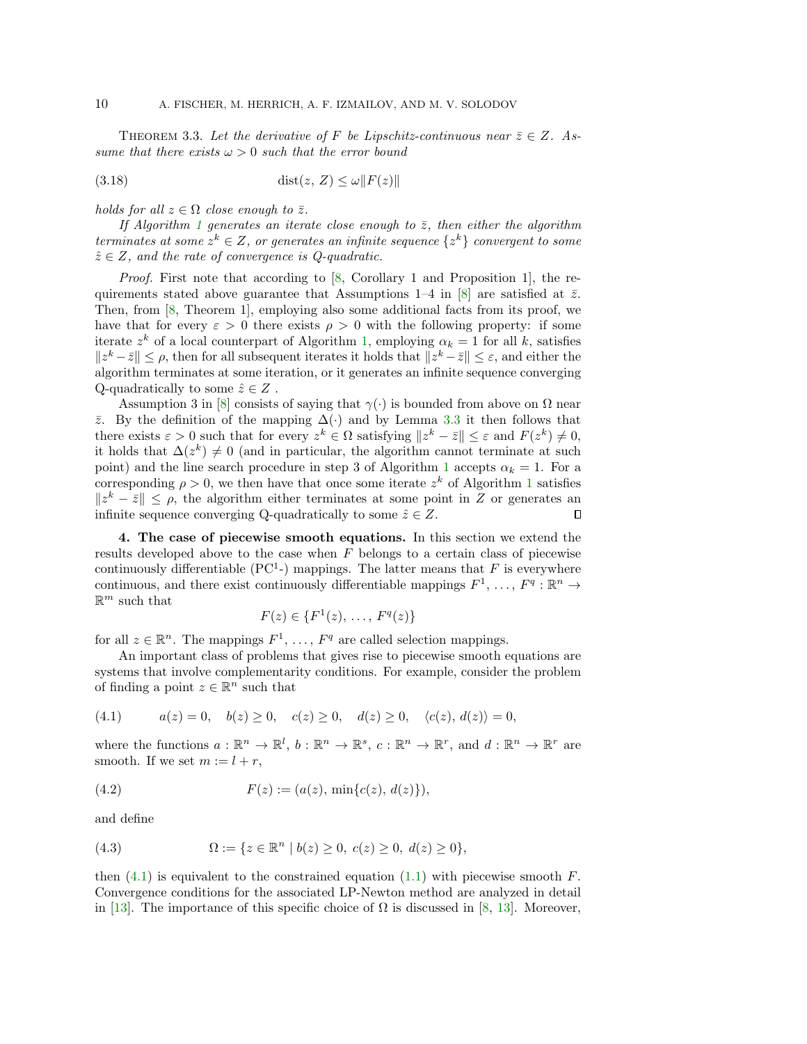THEOREM 3.3. *Let the derivative of $F$ be Lipschitz-continuous near $\bar{z} \in Z$. Assume that there exists $\omega > 0$ such that the error bound*

$$\operatorname{dist}(z,\, Z) \leq \omega \|F(z)\| \tag{3.18}$$

*holds for all $z \in \Omega$ close enough to $\bar{z}$.*

*If Algorithm 1 generates an iterate close enough to $\bar{z}$, then either the algorithm terminates at some $z^k \in Z$, or generates an infinite sequence $\{z^k\}$ convergent to some $\hat{z} \in Z$, and the rate of convergence is Q-quadratic.*

*Proof.* First note that according to [8, Corollary 1 and Proposition 1], the requirements stated above guarantee that Assumptions 1–4 in [8] are satisfied at $\bar{z}$. Then, from [8, Theorem 1], employing also some additional facts from its proof, we have that for every $\varepsilon > 0$ there exists $\rho > 0$ with the following property: if some iterate $z^k$ of a local counterpart of Algorithm 1, employing $\alpha_k = 1$ for all $k$, satisfies $\|z^k - \bar{z}\| \leq \rho$, then for all subsequent iterates it holds that $\|z^k - \bar{z}\| \leq \varepsilon$, and either the algorithm terminates at some iteration, or it generates an infinite sequence converging Q-quadratically to some $\hat{z} \in Z$ .

Assumption 3 in [8] consists of saying that $\gamma(\cdot)$ is bounded from above on $\Omega$ near $\bar{z}$. By the definition of the mapping $\Delta(\cdot)$ and by Lemma 3.3 it then follows that there exists $\varepsilon > 0$ such that for every $z^k \in \Omega$ satisfying $\|z^k - \bar{z}\| \leq \varepsilon$ and $F(z^k) \neq 0$, it holds that $\Delta(z^k) \neq 0$ (and in particular, the algorithm cannot terminate at such point) and the line search procedure in step 3 of Algorithm 1 accepts $\alpha_k = 1$. For a corresponding $\rho > 0$, we then have that once some iterate $z^k$ of Algorithm 1 satisfies $\|z^k - \bar{z}\| \leq \rho$, the algorithm either terminates at some point in $Z$ or generates an infinite sequence converging Q-quadratically to some $\hat{z} \in Z$. ∎

**4. The case of piecewise smooth equations.** In this section we extend the results developed above to the case when $F$ belongs to a certain class of piecewise continuously differentiable (PC$^1$-) mappings. The latter means that $F$ is everywhere continuous, and there exist continuously differentiable mappings $F^1, \ldots, F^q : \mathbb{R}^n \to \mathbb{R}^m$ such that

$$F(z) \in \{F^1(z), \ldots, F^q(z)\}$$

for all $z \in \mathbb{R}^n$. The mappings $F^1, \ldots, F^q$ are called selection mappings.

An important class of problems that gives rise to piecewise smooth equations are systems that involve complementarity conditions. For example, consider the problem of finding a point $z \in \mathbb{R}^n$ such that

$$a(z) = 0, \quad b(z) \geq 0, \quad c(z) \geq 0, \quad d(z) \geq 0, \quad \langle c(z),\, d(z) \rangle = 0, \tag{4.1}$$

where the functions $a : \mathbb{R}^n \to \mathbb{R}^l$, $b : \mathbb{R}^n \to \mathbb{R}^s$, $c : \mathbb{R}^n \to \mathbb{R}^r$, and $d : \mathbb{R}^n \to \mathbb{R}^r$ are smooth. If we set $m := l + r$,

$$F(z) := (a(z),\, \min\{c(z),\, d(z)\}), \tag{4.2}$$

and define

$$\Omega := \{z \in \mathbb{R}^n \mid b(z) \geq 0,\ c(z) \geq 0,\ d(z) \geq 0\}, \tag{4.3}$$

then (4.1) is equivalent to the constrained equation (1.1) with piecewise smooth $F$. Convergence conditions for the associated LP-Newton method are analyzed in detail in [13]. The importance of this specific choice of $\Omega$ is discussed in [8, 13]. Moreover,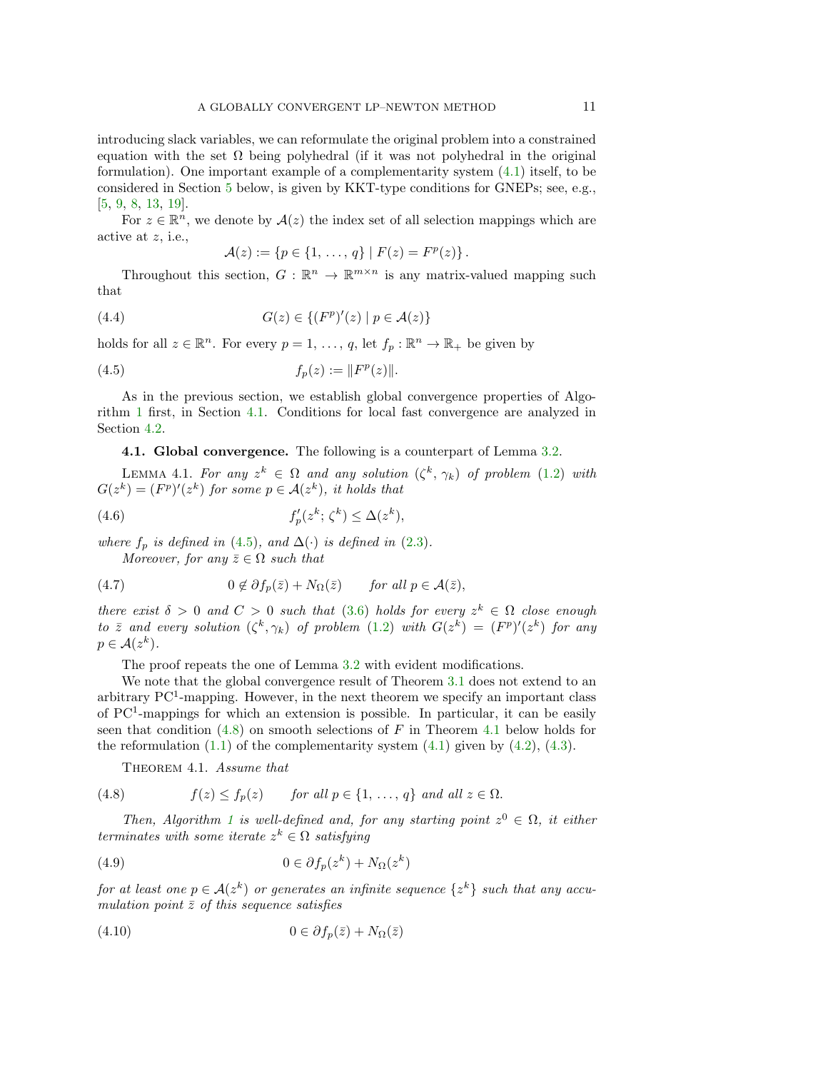introducing slack variables, we can reformulate the original problem into a constrained equation with the set $\Omega$ being polyhedral (if it was not polyhedral in the original formulation). One important example of a complementarity system (4.1) itself, to be considered in Section 5 below, is given by KKT-type conditions for GNEPs; see, e.g., [5, 9, 8, 13, 19].

For $z \in \mathbb{R}^n$, we denote by $\mathcal{A}(z)$ the index set of all selection mappings which are active at $z$, i.e.,

$$\mathcal{A}(z) := \{p \in \{1, \ldots, q\} \mid F(z) = F^p(z)\}.$$

Throughout this section, $G : \mathbb{R}^n \to \mathbb{R}^{m \times n}$ is any matrix-valued mapping such that

$$G(z) \in \{(F^p)'(z) \mid p \in \mathcal{A}(z)\} \tag{4.4}$$

holds for all $z \in \mathbb{R}^n$. For every $p = 1, \ldots, q$, let $f_p : \mathbb{R}^n \to \mathbb{R}_+$ be given by

$$f_p(z) := \|F^p(z)\|. \tag{4.5}$$

As in the previous section, we establish global convergence properties of Algorithm 1 first, in Section 4.1. Conditions for local fast convergence are analyzed in Section 4.2.

### 4.1. Global convergence.

The following is a counterpart of Lemma 3.2.

Lemma 4.1. *For any $z^k \in \Omega$ and any solution $(\zeta^k, \gamma_k)$ of problem (1.2) with $G(z^k) = (F^p)'(z^k)$ for some $p \in \mathcal{A}(z^k)$, it holds that*

$$f_p'(z^k; \zeta^k) \leq \Delta(z^k), \tag{4.6}$$

*where $f_p$ is defined in (4.5), and $\Delta(\cdot)$ is defined in (2.3).*

*Moreover, for any $\bar{z} \in \Omega$ such that*

$$0 \notin \partial f_p(\bar{z}) + N_\Omega(\bar{z}) \qquad \text{for all } p \in \mathcal{A}(\bar{z}), \tag{4.7}$$

*there exist $\delta > 0$ and $C > 0$ such that (3.6) holds for every $z^k \in \Omega$ close enough to $\bar{z}$ and every solution $(\zeta^k, \gamma_k)$ of problem (1.2) with $G(z^k) = (F^p)'(z^k)$ for any $p \in \mathcal{A}(z^k)$.*

The proof repeats the one of Lemma 3.2 with evident modifications.

We note that the global convergence result of Theorem 3.1 does not extend to an arbitrary PC$^1$-mapping. However, in the next theorem we specify an important class of PC$^1$-mappings for which an extension is possible. In particular, it can be easily seen that condition (4.8) on smooth selections of $F$ in Theorem 4.1 below holds for the reformulation (1.1) of the complementarity system (4.1) given by (4.2), (4.3).

Theorem 4.1. *Assume that*

$$f(z) \leq f_p(z) \qquad \text{for all } p \in \{1, \ldots, q\} \text{ and all } z \in \Omega. \tag{4.8}$$

*Then, Algorithm 1 is well-defined and, for any starting point $z^0 \in \Omega$, it either terminates with some iterate $z^k \in \Omega$ satisfying*

$$0 \in \partial f_p(z^k) + N_\Omega(z^k) \tag{4.9}$$

*for at least one $p \in \mathcal{A}(z^k)$ or generates an infinite sequence $\{z^k\}$ such that any accumulation point $\bar{z}$ of this sequence satisfies*

$$0 \in \partial f_p(\bar{z}) + N_\Omega(\bar{z}) \tag{4.10}$$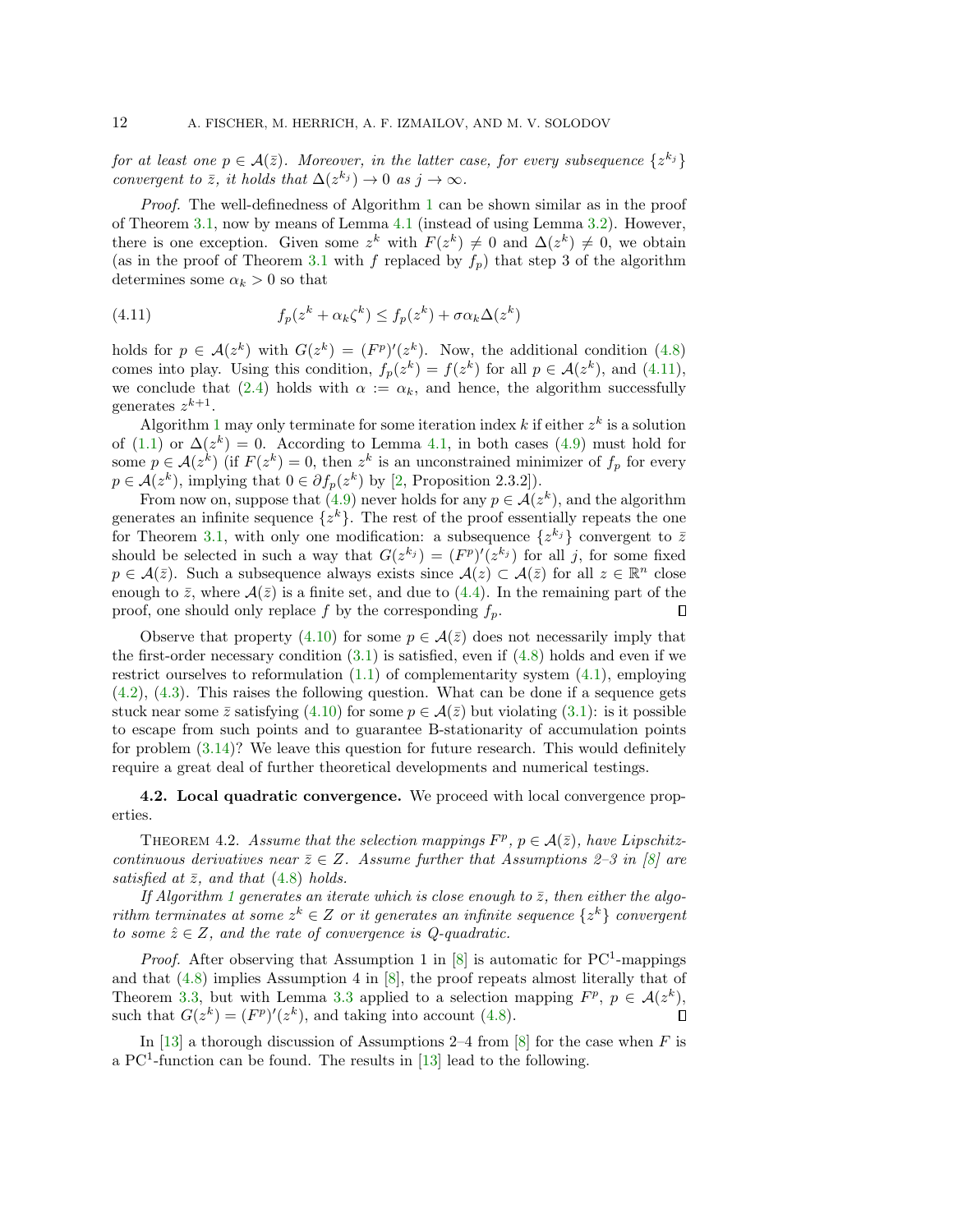*for at least one $p \in \mathcal{A}(\bar{z})$. Moreover, in the latter case, for every subsequence $\{z^{k_j}\}$ convergent to $\bar{z}$, it holds that $\Delta(z^{k_j}) \to 0$ as $j \to \infty$.*

*Proof.* The well-definedness of Algorithm 1 can be shown similar as in the proof of Theorem 3.1, now by means of Lemma 4.1 (instead of using Lemma 3.2). However, there is one exception. Given some $z^k$ with $F(z^k) \neq 0$ and $\Delta(z^k) \neq 0$, we obtain (as in the proof of Theorem 3.1 with $f$ replaced by $f_p$) that step 3 of the algorithm determines some $\alpha_k > 0$ so that

$$f_p(z^k + \alpha_k \zeta^k) \leq f_p(z^k) + \sigma \alpha_k \Delta(z^k) \tag{4.11}$$

holds for $p \in \mathcal{A}(z^k)$ with $G(z^k) = (F^p)'(z^k)$. Now, the additional condition (4.8) comes into play. Using this condition, $f_p(z^k) = f(z^k)$ for all $p \in \mathcal{A}(z^k)$, and (4.11), we conclude that (2.4) holds with $\alpha := \alpha_k$, and hence, the algorithm successfully generates $z^{k+1}$.

Algorithm 1 may only terminate for some iteration index $k$ if either $z^k$ is a solution of (1.1) or $\Delta(z^k) = 0$. According to Lemma 4.1, in both cases (4.9) must hold for some $p \in \mathcal{A}(z^k)$ (if $F(z^k) = 0$, then $z^k$ is an unconstrained minimizer of $f_p$ for every $p \in \mathcal{A}(z^k)$, implying that $0 \in \partial f_p(z^k)$ by [2, Proposition 2.3.2]).

From now on, suppose that (4.9) never holds for any $p \in \mathcal{A}(z^k)$, and the algorithm generates an infinite sequence $\{z^k\}$. The rest of the proof essentially repeats the one for Theorem 3.1, with only one modification: a subsequence $\{z^{k_j}\}$ convergent to $\bar{z}$ should be selected in such a way that $G(z^{k_j}) = (F^p)'(z^{k_j})$ for all $j$, for some fixed $p \in \mathcal{A}(\bar{z})$. Such a subsequence always exists since $\mathcal{A}(z) \subset \mathcal{A}(\bar{z})$ for all $z \in \mathbb{R}^n$ close enough to $\bar{z}$, where $\mathcal{A}(\bar{z})$ is a finite set, and due to (4.4). In the remaining part of the proof, one should only replace $f$ by the corresponding $f_p$. ∎

Observe that property (4.10) for some $p \in \mathcal{A}(\bar{z})$ does not necessarily imply that the first-order necessary condition (3.1) is satisfied, even if (4.8) holds and even if we restrict ourselves to reformulation (1.1) of complementarity system (4.1), employing (4.2), (4.3). This raises the following question. What can be done if a sequence gets stuck near some $\bar{z}$ satisfying (4.10) for some $p \in \mathcal{A}(\bar{z})$ but violating (3.1): is it possible to escape from such points and to guarantee B-stationarity of accumulation points for problem (3.14)? We leave this question for future research. This would definitely require a great deal of further theoretical developments and numerical testings.

**4.2. Local quadratic convergence.** We proceed with local convergence properties.

Theorem 4.2. *Assume that the selection mappings $F^p$, $p \in \mathcal{A}(\bar{z})$, have Lipschitz-continuous derivatives near $\bar{z} \in Z$. Assume further that Assumptions 2–3 in [8] are satisfied at $\bar{z}$, and that (4.8) holds.*

*If Algorithm 1 generates an iterate which is close enough to $\bar{z}$, then either the algorithm terminates at some $z^k \in Z$ or it generates an infinite sequence $\{z^k\}$ convergent to some $\hat{z} \in Z$, and the rate of convergence is Q-quadratic.*

*Proof.* After observing that Assumption 1 in [8] is automatic for PC$^1$-mappings and that (4.8) implies Assumption 4 in [8], the proof repeats almost literally that of Theorem 3.3, but with Lemma 3.3 applied to a selection mapping $F^p$, $p \in \mathcal{A}(z^k)$, such that $G(z^k) = (F^p)'(z^k)$, and taking into account (4.8). ∎

In [13] a thorough discussion of Assumptions 2–4 from [8] for the case when $F$ is a PC$^1$-function can be found. The results in [13] lead to the following.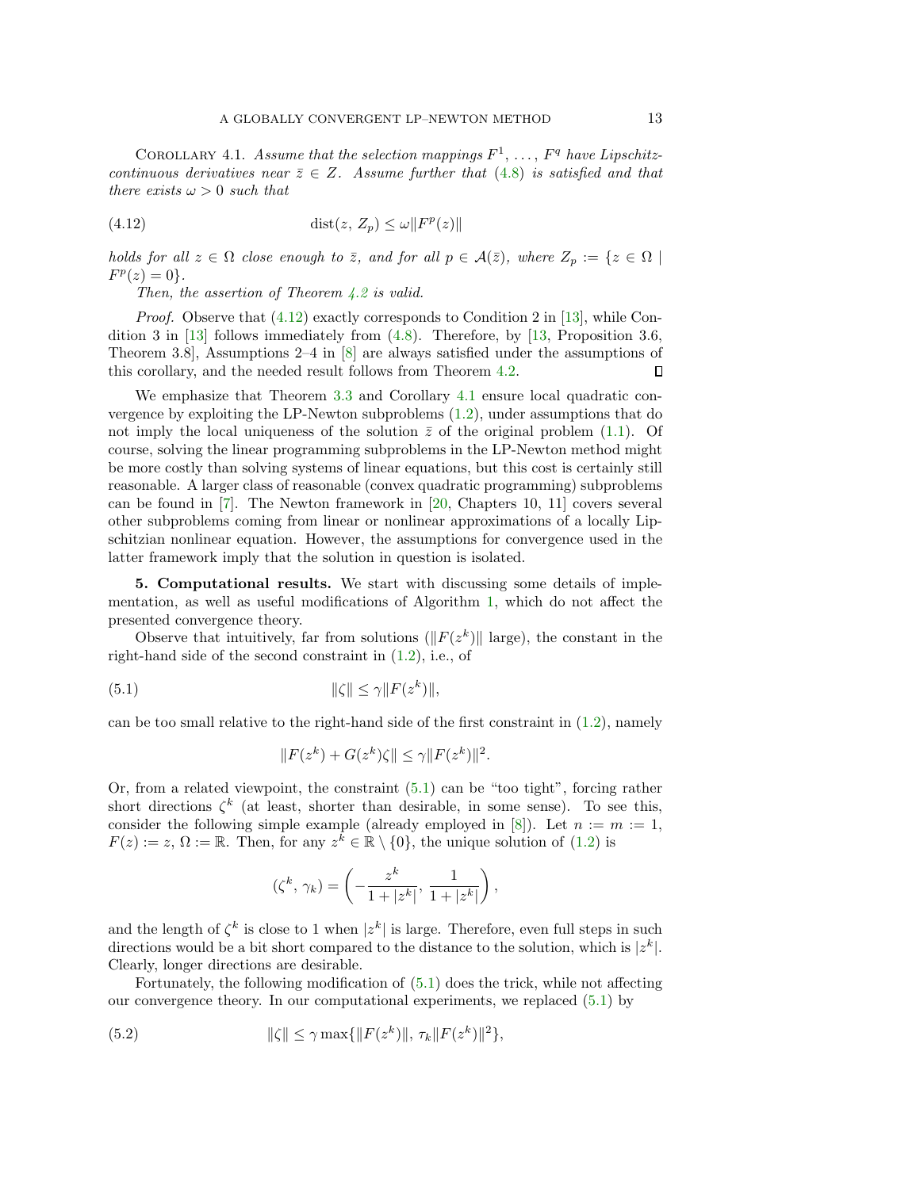Corollary 4.1. *Assume that the selection mappings $F^1, \ldots, F^q$ have Lipschitz-continuous derivatives near $\bar{z} \in Z$. Assume further that (4.8) is satisfied and that there exists $\omega > 0$ such that*

$$\operatorname{dist}(z,\, Z_p) \leq \omega \|F^p(z)\| \tag{4.12}$$

*holds for all $z \in \Omega$ close enough to $\bar{z}$, and for all $p \in \mathcal{A}(\bar{z})$, where $Z_p := \{z \in \Omega \mid F^p(z) = 0\}$.*

*Then, the assertion of Theorem 4.2 is valid.*

*Proof.* Observe that (4.12) exactly corresponds to Condition 2 in [13], while Condition 3 in [13] follows immediately from (4.8). Therefore, by [13, Proposition 3.6, Theorem 3.8], Assumptions 2–4 in [8] are always satisfied under the assumptions of this corollary, and the needed result follows from Theorem 4.2. ∎

We emphasize that Theorem 3.3 and Corollary 4.1 ensure local quadratic convergence by exploiting the LP-Newton subproblems (1.2), under assumptions that do not imply the local uniqueness of the solution $\bar{z}$ of the original problem (1.1). Of course, solving the linear programming subproblems in the LP-Newton method might be more costly than solving systems of linear equations, but this cost is certainly still reasonable. A larger class of reasonable (convex quadratic programming) subproblems can be found in [7]. The Newton framework in [20, Chapters 10, 11] covers several other subproblems coming from linear or nonlinear approximations of a locally Lipschitzian nonlinear equation. However, the assumptions for convergence used in the latter framework imply that the solution in question is isolated.

**5. Computational results.** We start with discussing some details of implementation, as well as useful modifications of Algorithm 1, which do not affect the presented convergence theory.

Observe that intuitively, far from solutions ($\|F(z^k)\|$ large), the constant in the right-hand side of the second constraint in (1.2), i.e., of

$$\|\zeta\| \leq \gamma \|F(z^k)\|, \tag{5.1}$$

can be too small relative to the right-hand side of the first constraint in (1.2), namely

$$\|F(z^k) + G(z^k)\zeta\| \leq \gamma \|F(z^k)\|^2.$$

Or, from a related viewpoint, the constraint (5.1) can be "too tight", forcing rather short directions $\zeta^k$ (at least, shorter than desirable, in some sense). To see this, consider the following simple example (already employed in [8]). Let $n := m := 1$, $F(z) := z$, $\Omega := \mathbb{R}$. Then, for any $z^k \in \mathbb{R} \setminus \{0\}$, the unique solution of (1.2) is

$$(\zeta^k,\, \gamma_k) = \left( -\frac{z^k}{1 + |z^k|},\, \frac{1}{1 + |z^k|} \right),$$

and the length of $\zeta^k$ is close to 1 when $|z^k|$ is large. Therefore, even full steps in such directions would be a bit short compared to the distance to the solution, which is $|z^k|$. Clearly, longer directions are desirable.

Fortunately, the following modification of (5.1) does the trick, while not affecting our convergence theory. In our computational experiments, we replaced (5.1) by

$$\|\zeta\| \leq \gamma \max\{\|F(z^k)\|,\, \tau_k \|F(z^k)\|^2\}, \tag{5.2}$$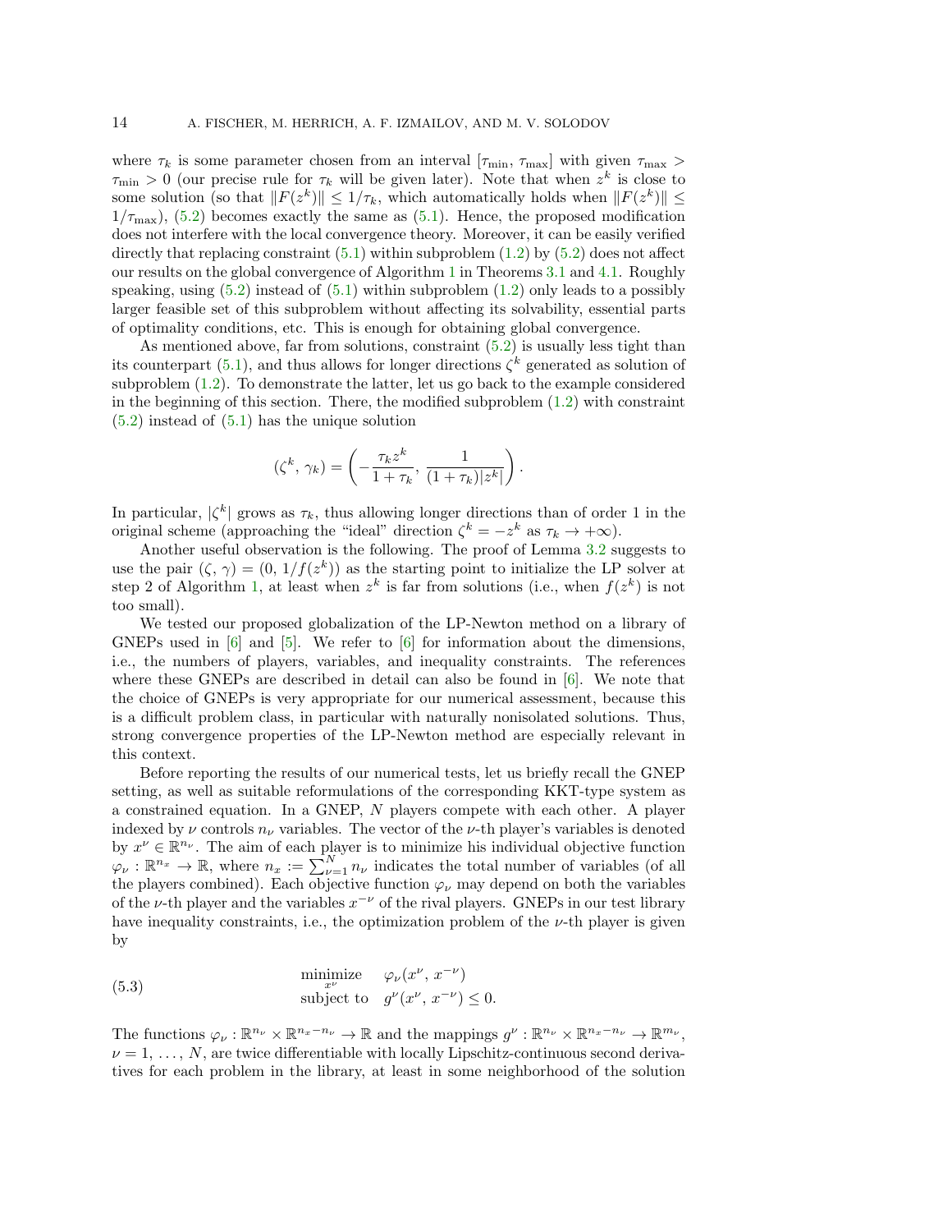where $\tau_k$ is some parameter chosen from an interval $[\tau_{\min}, \tau_{\max}]$ with given $\tau_{\max} > \tau_{\min} > 0$ (our precise rule for $\tau_k$ will be given later). Note that when $z^k$ is close to some solution (so that $\|F(z^k)\| \leq 1/\tau_k$, which automatically holds when $\|F(z^k)\| \leq 1/\tau_{\max}$), (5.2) becomes exactly the same as (5.1). Hence, the proposed modification does not interfere with the local convergence theory. Moreover, it can be easily verified directly that replacing constraint (5.1) within subproblem (1.2) by (5.2) does not affect our results on the global convergence of Algorithm 1 in Theorems 3.1 and 4.1. Roughly speaking, using (5.2) instead of (5.1) within subproblem (1.2) only leads to a possibly larger feasible set of this subproblem without affecting its solvability, essential parts of optimality conditions, etc. This is enough for obtaining global convergence.

As mentioned above, far from solutions, constraint (5.2) is usually less tight than its counterpart (5.1), and thus allows for longer directions $\zeta^k$ generated as solution of subproblem (1.2). To demonstrate the latter, let us go back to the example considered in the beginning of this section. There, the modified subproblem (1.2) with constraint (5.2) instead of (5.1) has the unique solution

$$(\zeta^k, \gamma_k) = \left( -\frac{\tau_k z^k}{1+\tau_k}, \frac{1}{(1+\tau_k)|z^k|} \right).$$

In particular, $|\zeta^k|$ grows as $\tau_k$, thus allowing longer directions than of order 1 in the original scheme (approaching the "ideal" direction $\zeta^k = -z^k$ as $\tau_k \to +\infty$).

Another useful observation is the following. The proof of Lemma 3.2 suggests to use the pair $(\zeta, \gamma) = (0, 1/f(z^k))$ as the starting point to initialize the LP solver at step 2 of Algorithm 1, at least when $z^k$ is far from solutions (i.e., when $f(z^k)$ is not too small).

We tested our proposed globalization of the LP-Newton method on a library of GNEPs used in [6] and [5]. We refer to [6] for information about the dimensions, i.e., the numbers of players, variables, and inequality constraints. The references where these GNEPs are described in detail can also be found in [6]. We note that the choice of GNEPs is very appropriate for our numerical assessment, because this is a difficult problem class, in particular with naturally nonisolated solutions. Thus, strong convergence properties of the LP-Newton method are especially relevant in this context.

Before reporting the results of our numerical tests, let us briefly recall the GNEP setting, as well as suitable reformulations of the corresponding KKT-type system as a constrained equation. In a GNEP, $N$ players compete with each other. A player indexed by $\nu$ controls $n_\nu$ variables. The vector of the $\nu$-th player's variables is denoted by $x^\nu \in \mathbb{R}^{n_\nu}$. The aim of each player is to minimize his individual objective function $\varphi_\nu : \mathbb{R}^{n_x} \to \mathbb{R}$, where $n_x := \sum_{\nu=1}^N n_\nu$ indicates the total number of variables (of all the players combined). Each objective function $\varphi_\nu$ may depend on both the variables of the $\nu$-th player and the variables $x^{-\nu}$ of the rival players. GNEPs in our test library have inequality constraints, i.e., the optimization problem of the $\nu$-th player is given by

$$\begin{array}{ll} \underset{x^\nu}{\text{minimize}} & \varphi_\nu(x^\nu, x^{-\nu}) \\ \text{subject to} & g^\nu(x^\nu, x^{-\nu}) \leq 0. \end{array} \tag{5.3}$$

The functions $\varphi_\nu : \mathbb{R}^{n_\nu} \times \mathbb{R}^{n_x - n_\nu} \to \mathbb{R}$ and the mappings $g^\nu : \mathbb{R}^{n_\nu} \times \mathbb{R}^{n_x - n_\nu} \to \mathbb{R}^{m_\nu}$, $\nu = 1, \ldots, N$, are twice differentiable with locally Lipschitz-continuous second derivatives for each problem in the library, at least in some neighborhood of the solution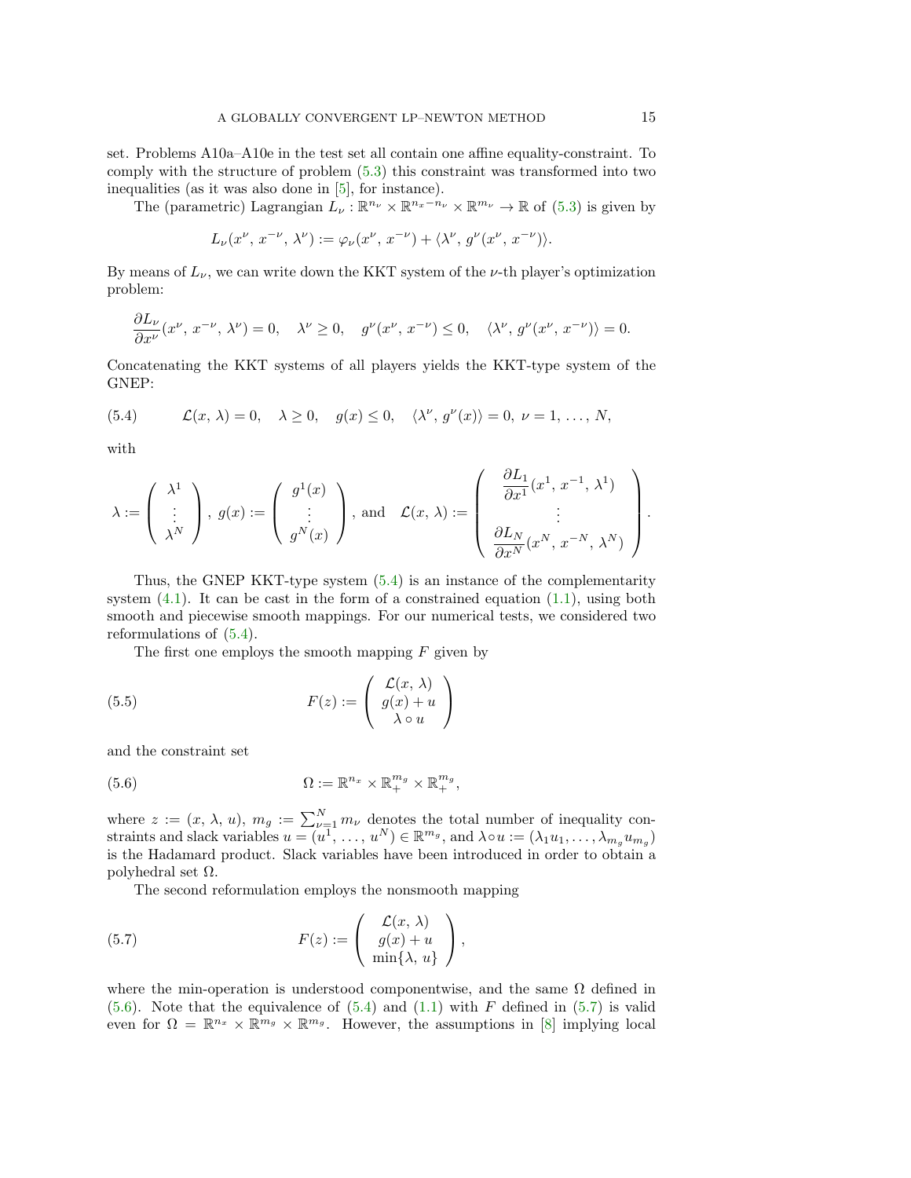set. Problems A10a–A10e in the test set all contain one affine equality-constraint. To comply with the structure of problem (5.3) this constraint was transformed into two inequalities (as it was also done in [5], for instance).

The (parametric) Lagrangian $L_\nu : \mathbb{R}^{n_\nu} \times \mathbb{R}^{n_x - n_\nu} \times \mathbb{R}^{m_\nu} \to \mathbb{R}$ of (5.3) is given by

$$L_\nu(x^\nu, x^{-\nu}, \lambda^\nu) := \varphi_\nu(x^\nu, x^{-\nu}) + \langle \lambda^\nu, g^\nu(x^\nu, x^{-\nu})\rangle.$$

By means of $L_\nu$, we can write down the KKT system of the $\nu$-th player's optimization problem:

$$\frac{\partial L_\nu}{\partial x^\nu}(x^\nu, x^{-\nu}, \lambda^\nu) = 0, \quad \lambda^\nu \geq 0, \quad g^\nu(x^\nu, x^{-\nu}) \leq 0, \quad \langle \lambda^\nu, g^\nu(x^\nu, x^{-\nu})\rangle = 0.$$

Concatenating the KKT systems of all players yields the KKT-type system of the GNEP:

$$\mathcal{L}(x, \lambda) = 0, \quad \lambda \geq 0, \quad g(x) \leq 0, \quad \langle \lambda^\nu, g^\nu(x)\rangle = 0, \ \nu = 1, \ldots, N, \tag{5.4}$$

with

$$\lambda := \begin{pmatrix} \lambda^1 \\ \vdots \\ \lambda^N \end{pmatrix}, \ g(x) := \begin{pmatrix} g^1(x) \\ \vdots \\ g^N(x) \end{pmatrix}, \text{ and } \quad \mathcal{L}(x, \lambda) := \begin{pmatrix} \dfrac{\partial L_1}{\partial x^1}(x^1, x^{-1}, \lambda^1) \\ \vdots \\ \dfrac{\partial L_N}{\partial x^N}(x^N, x^{-N}, \lambda^N) \end{pmatrix}.$$

Thus, the GNEP KKT-type system (5.4) is an instance of the complementarity system (4.1). It can be cast in the form of a constrained equation (1.1), using both smooth and piecewise smooth mappings. For our numerical tests, we considered two reformulations of (5.4).

The first one employs the smooth mapping $F$ given by

$$F(z) := \begin{pmatrix} \mathcal{L}(x, \lambda) \\ g(x) + u \\ \lambda \circ u \end{pmatrix} \tag{5.5}$$

and the constraint set

$$\Omega := \mathbb{R}^{n_x} \times \mathbb{R}^{m_g}_+ \times \mathbb{R}^{m_g}_+, \tag{5.6}$$

where $z := (x, \lambda, u)$, $m_g := \sum_{\nu=1}^N m_\nu$ denotes the total number of inequality constraints and slack variables $u = (u^1, \ldots, u^N) \in \mathbb{R}^{m_g}$, and $\lambda \circ u := (\lambda_1 u_1, \ldots, \lambda_{m_g} u_{m_g})$ is the Hadamard product. Slack variables have been introduced in order to obtain a polyhedral set $\Omega$.

The second reformulation employs the nonsmooth mapping

$$F(z) := \begin{pmatrix} \mathcal{L}(x, \lambda) \\ g(x) + u \\ \min\{\lambda, u\} \end{pmatrix}, \tag{5.7}$$

where the min-operation is understood componentwise, and the same $\Omega$ defined in (5.6). Note that the equivalence of (5.4) and (1.1) with $F$ defined in (5.7) is valid even for $\Omega = \mathbb{R}^{n_x} \times \mathbb{R}^{m_g} \times \mathbb{R}^{m_g}$. However, the assumptions in [8] implying local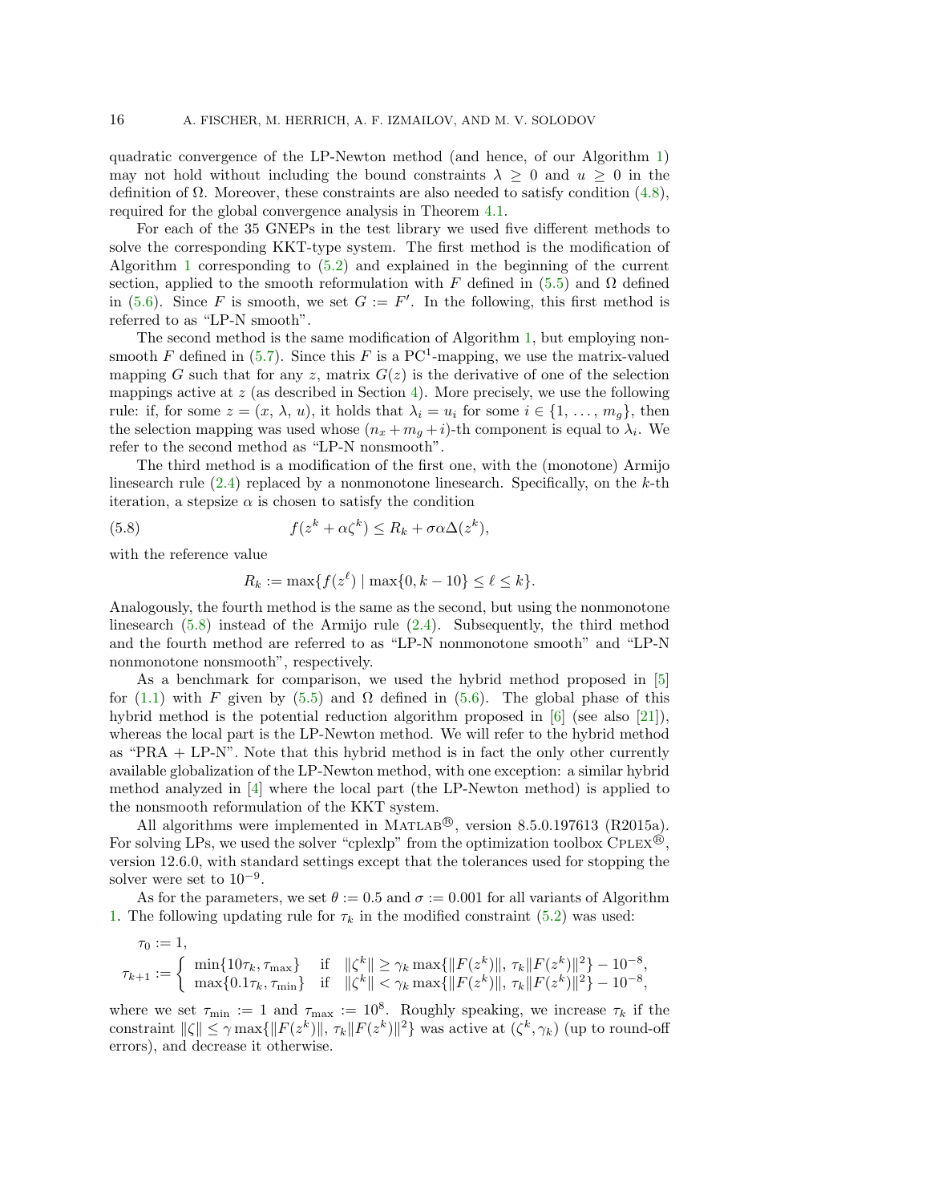quadratic convergence of the LP-Newton method (and hence, of our Algorithm 1) may not hold without including the bound constraints $\lambda \geq 0$ and $u \geq 0$ in the definition of $\Omega$. Moreover, these constraints are also needed to satisfy condition (4.8), required for the global convergence analysis in Theorem 4.1.

For each of the 35 GNEPs in the test library we used five different methods to solve the corresponding KKT-type system. The first method is the modification of Algorithm 1 corresponding to (5.2) and explained in the beginning of the current section, applied to the smooth reformulation with $F$ defined in (5.5) and $\Omega$ defined in (5.6). Since $F$ is smooth, we set $G := F'$. In the following, this first method is referred to as "LP-N smooth".

The second method is the same modification of Algorithm 1, but employing nonsmooth $F$ defined in (5.7). Since this $F$ is a PC$^1$-mapping, we use the matrix-valued mapping $G$ such that for any $z$, matrix $G(z)$ is the derivative of one of the selection mappings active at $z$ (as described in Section 4). More precisely, we use the following rule: if, for some $z = (x, \lambda, u)$, it holds that $\lambda_i = u_i$ for some $i \in \{1, \ldots, m_g\}$, then the selection mapping was used whose $(n_x + m_g + i)$-th component is equal to $\lambda_i$. We refer to the second method as "LP-N nonsmooth".

The third method is a modification of the first one, with the (monotone) Armijo linesearch rule (2.4) replaced by a nonmonotone linesearch. Specifically, on the $k$-th iteration, a stepsize $\alpha$ is chosen to satisfy the condition

$$f(z^k + \alpha\zeta^k) \leq R_k + \sigma\alpha\Delta(z^k), \tag{5.8}$$

with the reference value

$$R_k := \max\{f(z^\ell) \mid \max\{0, k-10\} \leq \ell \leq k\}.$$

Analogously, the fourth method is the same as the second, but using the nonmonotone linesearch (5.8) instead of the Armijo rule (2.4). Subsequently, the third method and the fourth method are referred to as "LP-N nonmonotone smooth" and "LP-N nonmonotone nonsmooth", respectively.

As a benchmark for comparison, we used the hybrid method proposed in [5] for (1.1) with $F$ given by (5.5) and $\Omega$ defined in (5.6). The global phase of this hybrid method is the potential reduction algorithm proposed in [6] (see also [21]), whereas the local part is the LP-Newton method. We will refer to the hybrid method as "PRA + LP-N". Note that this hybrid method is in fact the only other currently available globalization of the LP-Newton method, with one exception: a similar hybrid method analyzed in [4] where the local part (the LP-Newton method) is applied to the nonsmooth reformulation of the KKT system.

All algorithms were implemented in MATLAB®, version 8.5.0.197613 (R2015a). For solving LPs, we used the solver "cplexlp" from the optimization toolbox CPLEX®, version 12.6.0, with standard settings except that the tolerances used for stopping the solver were set to $10^{-9}$.

As for the parameters, we set $\theta := 0.5$ and $\sigma := 0.001$ for all variants of Algorithm 1. The following updating rule for $\tau_k$ in the modified constraint (5.2) was used:

$$\tau_0 := 1,$$

$$\tau_{k+1} := \begin{cases} \min\{10\tau_k, \tau_{\max}\} & \text{if} \quad \|\zeta^k\| \geq \gamma_k \max\{\|F(z^k)\|,\, \tau_k\|F(z^k)\|^2\} - 10^{-8}, \\ \max\{0.1\tau_k, \tau_{\min}\} & \text{if} \quad \|\zeta^k\| < \gamma_k \max\{\|F(z^k)\|,\, \tau_k\|F(z^k)\|^2\} - 10^{-8}, \end{cases}$$

where we set $\tau_{\min} := 1$ and $\tau_{\max} := 10^8$. Roughly speaking, we increase $\tau_k$ if the constraint $\|\zeta\| \leq \gamma \max\{\|F(z^k)\|,\, \tau_k\|F(z^k)\|^2\}$ was active at $(\zeta^k, \gamma_k)$ (up to round-off errors), and decrease it otherwise.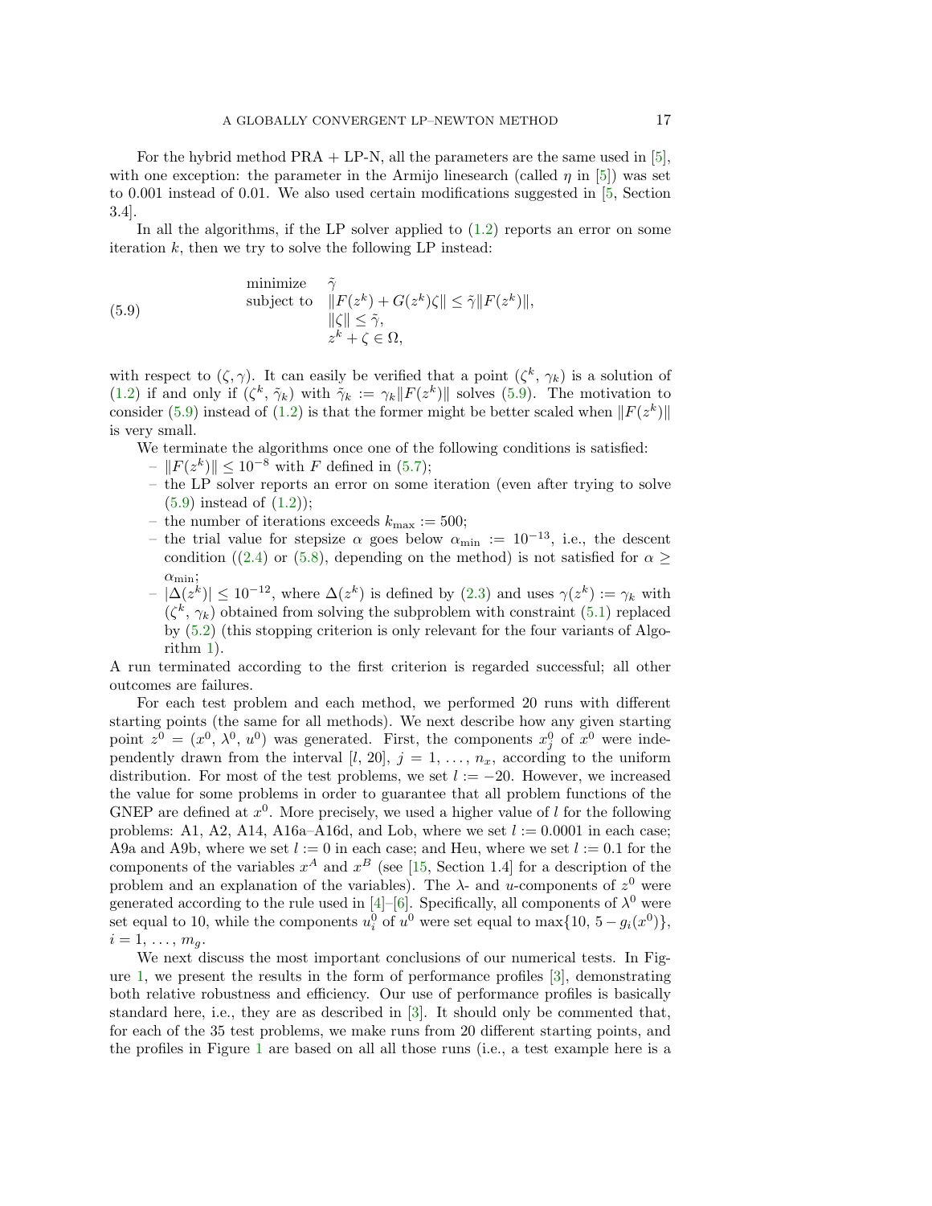For the hybrid method PRA + LP-N, all the parameters are the same used in [5], with one exception: the parameter in the Armijo linesearch (called $\eta$ in [5]) was set to 0.001 instead of 0.01. We also used certain modifications suggested in [5, Section 3.4].

In all the algorithms, if the LP solver applied to (1.2) reports an error on some iteration $k$, then we try to solve the following LP instead:

$$
\begin{array}{ll}
\text{minimize} & \tilde{\gamma} \\
\text{subject to} & \|F(z^k) + G(z^k)\zeta\| \leq \tilde{\gamma}\|F(z^k)\|, \\
& \|\zeta\| \leq \tilde{\gamma}, \\
& z^k + \zeta \in \Omega,
\end{array}
\tag{5.9}
$$

with respect to $(\zeta, \gamma)$. It can easily be verified that a point $(\zeta^k, \gamma_k)$ is a solution of (1.2) if and only if $(\zeta^k, \tilde{\gamma}_k)$ with $\tilde{\gamma}_k := \gamma_k\|F(z^k)\|$ solves (5.9). The motivation to consider (5.9) instead of (1.2) is that the former might be better scaled when $\|F(z^k)\|$ is very small.

We terminate the algorithms once one of the following conditions is satisfied:

- $\|F(z^k)\| \leq 10^{-8}$ with $F$ defined in (5.7);
- the LP solver reports an error on some iteration (even after trying to solve (5.9) instead of (1.2));
- the number of iterations exceeds $k_{\max} := 500$;
- the trial value for stepsize $\alpha$ goes below $\alpha_{\min} := 10^{-13}$, i.e., the descent condition ((2.4) or (5.8), depending on the method) is not satisfied for $\alpha \geq \alpha_{\min}$;
- $|\Delta(z^k)| \leq 10^{-12}$, where $\Delta(z^k)$ is defined by (2.3) and uses $\gamma(z^k) := \gamma_k$ with $(\zeta^k, \gamma_k)$ obtained from solving the subproblem with constraint (5.1) replaced by (5.2) (this stopping criterion is only relevant for the four variants of Algorithm 1).

A run terminated according to the first criterion is regarded successful; all other outcomes are failures.

For each test problem and each method, we performed 20 runs with different starting points (the same for all methods). We next describe how any given starting point $z^0 = (x^0, \lambda^0, u^0)$ was generated. First, the components $x_j^0$ of $x^0$ were independently drawn from the interval $[l, 20]$, $j = 1, \ldots, n_x$, according to the uniform distribution. For most of the test problems, we set $l := -20$. However, we increased the value for some problems in order to guarantee that all problem functions of the GNEP are defined at $x^0$. More precisely, we used a higher value of $l$ for the following problems: A1, A2, A14, A16a–A16d, and Lob, where we set $l := 0.0001$ in each case; A9a and A9b, where we set $l := 0$ in each case; and Heu, where we set $l := 0.1$ for the components of the variables $x^A$ and $x^B$ (see [15, Section 1.4] for a description of the problem and an explanation of the variables). The $\lambda$- and $u$-components of $z^0$ were generated according to the rule used in [4]–[6]. Specifically, all components of $\lambda^0$ were set equal to 10, while the components $u_i^0$ of $u^0$ were set equal to $\max\{10,\, 5 - g_i(x^0)\}$, $i = 1, \ldots, m_g$.

We next discuss the most important conclusions of our numerical tests. In Figure 1, we present the results in the form of performance profiles [3], demonstrating both relative robustness and efficiency. Our use of performance profiles is basically standard here, i.e., they are as described in [3]. It should only be commented that, for each of the 35 test problems, we make runs from 20 different starting points, and the profiles in Figure 1 are based on all all those runs (i.e., a test example here is a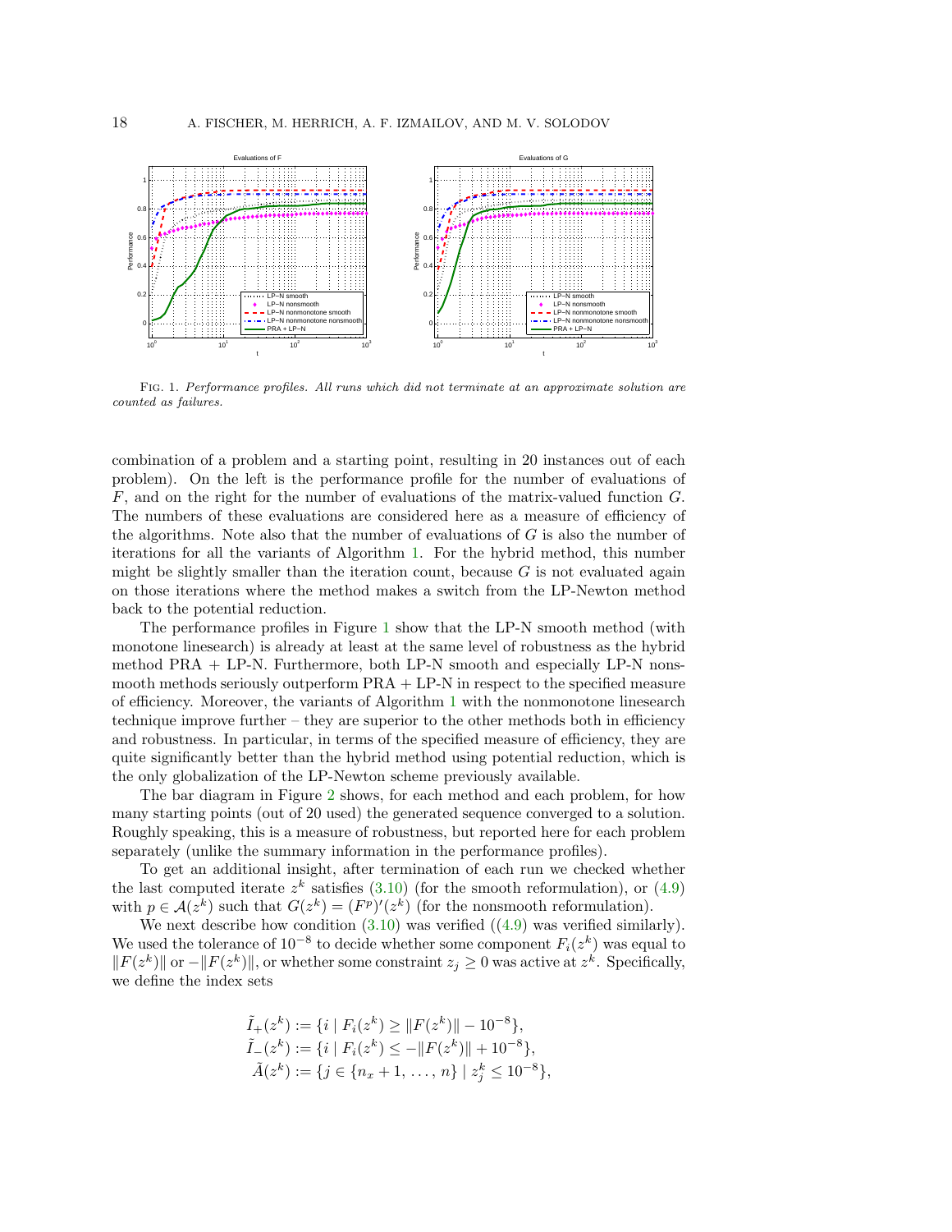Fig. 1. *Performance profiles. All runs which did not terminate at an approximate solution are counted as failures.*

combination of a problem and a starting point, resulting in 20 instances out of each problem). On the left is the performance profile for the number of evaluations of $F$, and on the right for the number of evaluations of the matrix-valued function $G$. The numbers of these evaluations are considered here as a measure of efficiency of the algorithms. Note also that the number of evaluations of $G$ is also the number of iterations for all the variants of Algorithm 1. For the hybrid method, this number might be slightly smaller than the iteration count, because $G$ is not evaluated again on those iterations where the method makes a switch from the LP-Newton method back to the potential reduction.

The performance profiles in Figure 1 show that the LP-N smooth method (with monotone linesearch) is already at least at the same level of robustness as the hybrid method PRA + LP-N. Furthermore, both LP-N smooth and especially LP-N nonsmooth methods seriously outperform PRA + LP-N in respect to the specified measure of efficiency. Moreover, the variants of Algorithm 1 with the nonmonotone linesearch technique improve further – they are superior to the other methods both in efficiency and robustness. In particular, in terms of the specified measure of efficiency, they are quite significantly better than the hybrid method using potential reduction, which is the only globalization of the LP-Newton scheme previously available.

The bar diagram in Figure 2 shows, for each method and each problem, for how many starting points (out of 20 used) the generated sequence converged to a solution. Roughly speaking, this is a measure of robustness, but reported here for each problem separately (unlike the summary information in the performance profiles).

To get an additional insight, after termination of each run we checked whether the last computed iterate $z^k$ satisfies (3.10) (for the smooth reformulation), or (4.9) with $p \in \mathcal{A}(z^k)$ such that $G(z^k) = (F^p)'(z^k)$ (for the nonsmooth reformulation).

We next describe how condition (3.10) was verified ((4.9) was verified similarly). We used the tolerance of $10^{-8}$ to decide whether some component $F_i(z^k)$ was equal to $\|F(z^k)\|$ or $-\|F(z^k)\|$, or whether some constraint $z_j \geq 0$ was active at $z^k$. Specifically, we define the index sets

$$
\begin{aligned}
\tilde{I}_+(z^k) &:= \{i \mid F_i(z^k) \geq \|F(z^k)\| - 10^{-8}\}, \\
\tilde{I}_-(z^k) &:= \{i \mid F_i(z^k) \leq -\|F(z^k)\| + 10^{-8}\}, \\
\tilde{A}(z^k) &:= \{j \in \{n_x + 1, \ldots, n\} \mid z_j^k \leq 10^{-8}\},
\end{aligned}
$$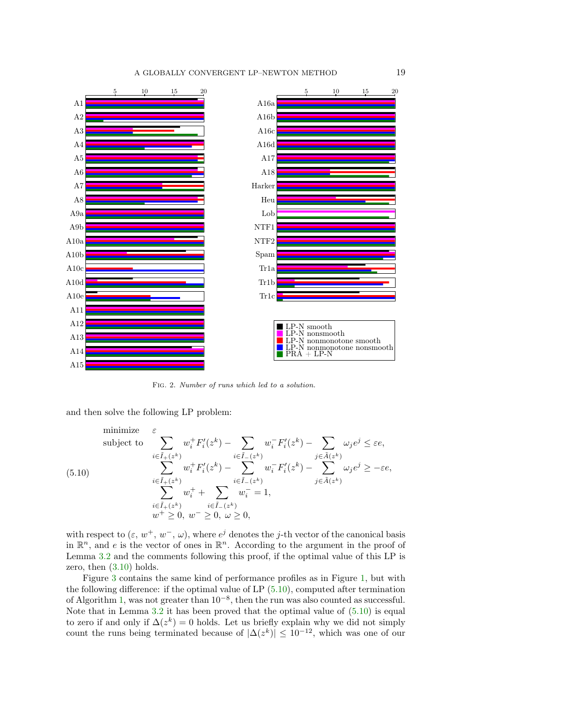Fig. 2. *Number of runs which led to a solution.*

and then solve the following LP problem:

$$
\begin{array}{ll}
\text{minimize} & \varepsilon \\
\text{subject to} & \displaystyle\sum_{i\in \tilde I_+(z^k)} w_i^+ F_i'(z^k) - \sum_{i\in \tilde I_-(z^k)} w_i^- F_i'(z^k) - \sum_{j\in \tilde A(z^k)} \omega_j e^j \le \varepsilon e, \\
& \displaystyle\sum_{i\in \tilde I_+(z^k)} w_i^+ F_i'(z^k) - \sum_{i\in \tilde I_-(z^k)} w_i^- F_i'(z^k) - \sum_{j\in \tilde A(z^k)} \omega_j e^j \ge -\varepsilon e, \\
& \displaystyle\sum_{i\in \tilde I_+(z^k)} w_i^+ + \sum_{i\in \tilde I_-(z^k)} w_i^- = 1, \\
& w^+ \ge 0,\ w^- \ge 0,\ \omega \ge 0,
\end{array}
\tag{5.10}
$$

with respect to $(\varepsilon,\, w^+,\, w^-,\, \omega)$, where $e^j$ denotes the $j$-th vector of the canonical basis in $\mathbb{R}^n$, and $e$ is the vector of ones in $\mathbb{R}^n$. According to the argument in the proof of Lemma 3.2 and the comments following this proof, if the optimal value of this LP is zero, then (3.10) holds.

Figure 3 contains the same kind of performance profiles as in Figure 1, but with the following difference: if the optimal value of LP (5.10), computed after termination of Algorithm 1, was not greater than $10^{-8}$, then the run was also counted as successful. Note that in Lemma 3.2 it has been proved that the optimal value of (5.10) is equal to zero if and only if $\Delta(z^k) = 0$ holds. Let us briefly explain why we did not simply count the runs being terminated because of $|\Delta(z^k)| \le 10^{-12}$, which was one of our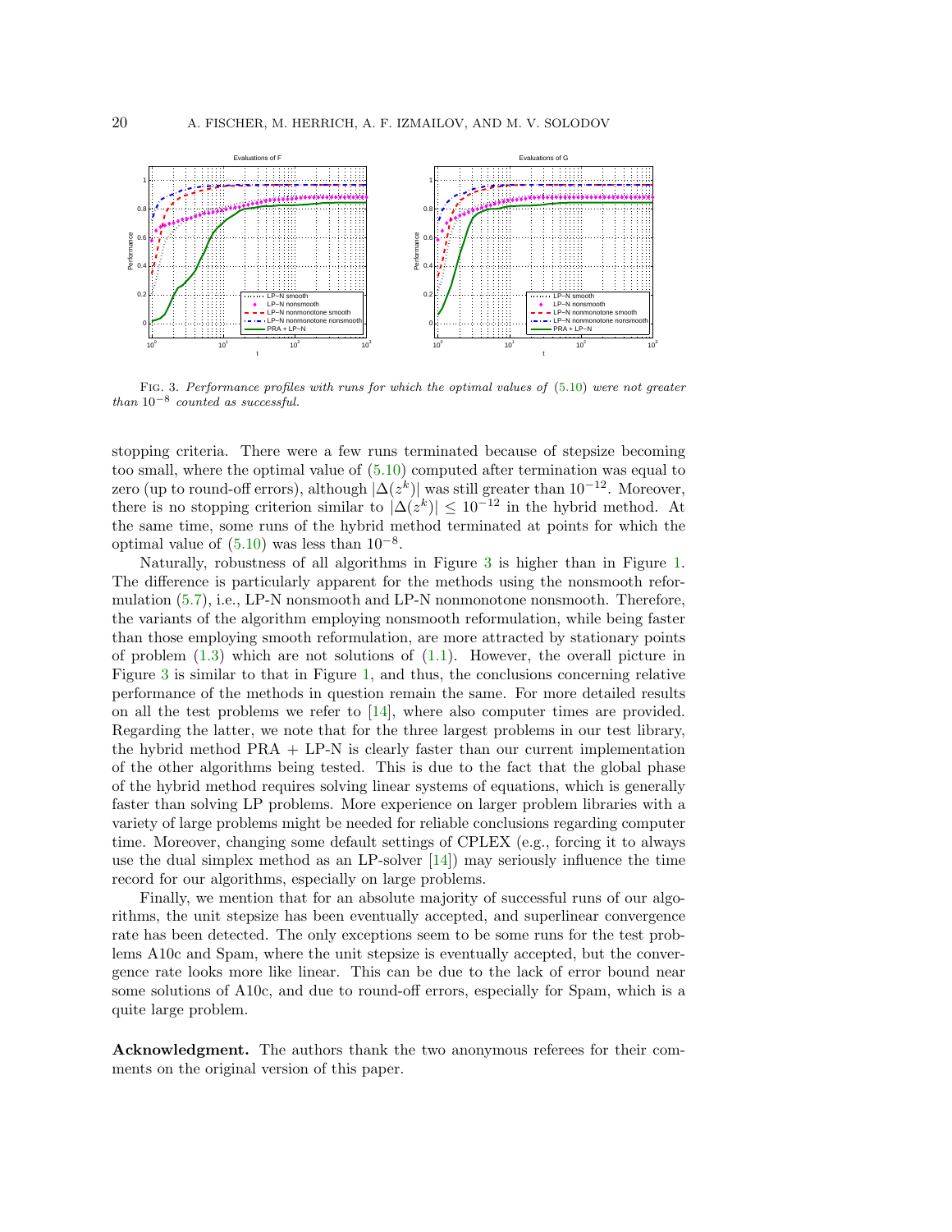Fig. 3. *Performance profiles with runs for which the optimal values of (5.10) were not greater than $10^{-8}$ counted as successful.*

stopping criteria. There were a few runs terminated because of stepsize becoming too small, where the optimal value of (5.10) computed after termination was equal to zero (up to round-off errors), although $|\Delta(z^k)|$ was still greater than $10^{-12}$. Moreover, there is no stopping criterion similar to $|\Delta(z^k)| \leq 10^{-12}$ in the hybrid method. At the same time, some runs of the hybrid method terminated at points for which the optimal value of (5.10) was less than $10^{-8}$.

Naturally, robustness of all algorithms in Figure 3 is higher than in Figure 1. The difference is particularly apparent for the methods using the nonsmooth reformulation (5.7), i.e., LP-N nonsmooth and LP-N nonmonotone nonsmooth. Therefore, the variants of the algorithm employing nonsmooth reformulation, while being faster than those employing smooth reformulation, are more attracted by stationary points of problem (1.3) which are not solutions of (1.1). However, the overall picture in Figure 3 is similar to that in Figure 1, and thus, the conclusions concerning relative performance of the methods in question remain the same. For more detailed results on all the test problems we refer to [14], where also computer times are provided. Regarding the latter, we note that for the three largest problems in our test library, the hybrid method PRA + LP-N is clearly faster than our current implementation of the other algorithms being tested. This is due to the fact that the global phase of the hybrid method requires solving linear systems of equations, which is generally faster than solving LP problems. More experience on larger problem libraries with a variety of large problems might be needed for reliable conclusions regarding computer time. Moreover, changing some default settings of CPLEX (e.g., forcing it to always use the dual simplex method as an LP-solver [14]) may seriously influence the time record for our algorithms, especially on large problems.

Finally, we mention that for an absolute majority of successful runs of our algorithms, the unit stepsize has been eventually accepted, and superlinear convergence rate has been detected. The only exceptions seem to be some runs for the test problems A10c and Spam, where the unit stepsize is eventually accepted, but the convergence rate looks more like linear. This can be due to the lack of error bound near some solutions of A10c, and due to round-off errors, especially for Spam, which is a quite large problem.

**Acknowledgment.** The authors thank the two anonymous referees for their comments on the original version of this paper.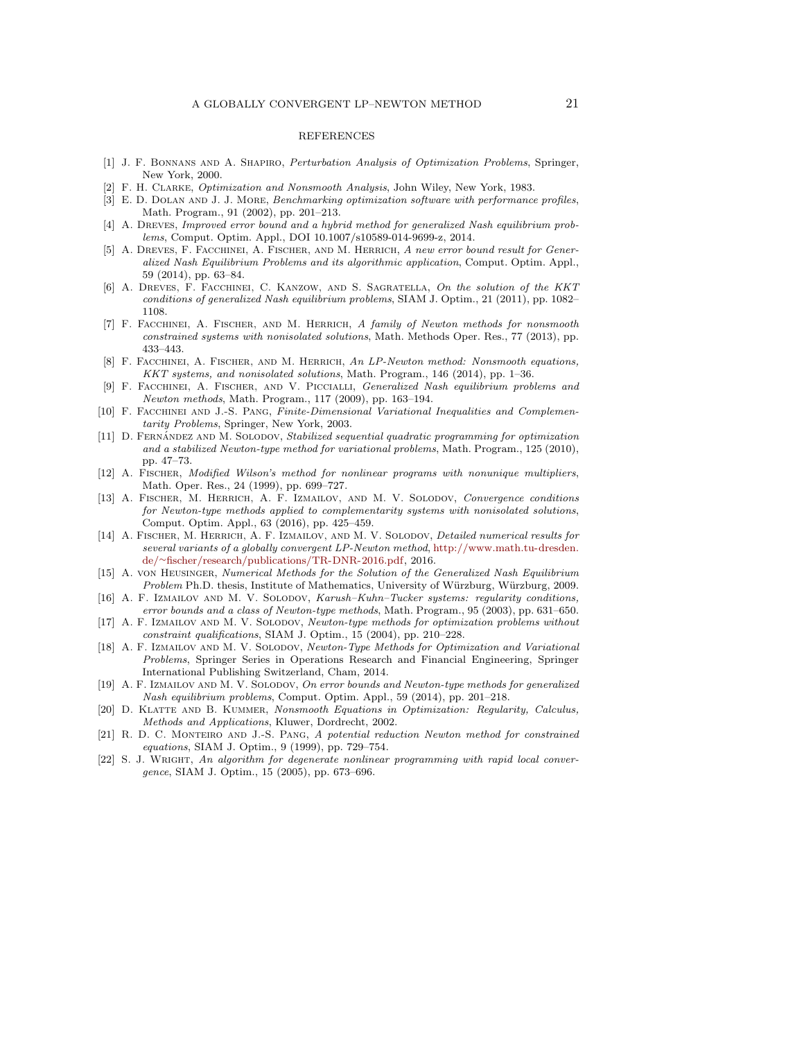## REFERENCES

[1] J. F. Bonnans and A. Shapiro, *Perturbation Analysis of Optimization Problems*, Springer, New York, 2000.

[2] F. H. Clarke, *Optimization and Nonsmooth Analysis*, John Wiley, New York, 1983.

[3] E. D. Dolan and J. J. More, *Benchmarking optimization software with performance profiles*, Math. Program., 91 (2002), pp. 201–213.

[4] A. Dreves, *Improved error bound and a hybrid method for generalized Nash equilibrium problems*, Comput. Optim. Appl., DOI 10.1007/s10589-014-9699-z, 2014.

[5] A. Dreves, F. Facchinei, A. Fischer, and M. Herrich, *A new error bound result for Generalized Nash Equilibrium Problems and its algorithmic application*, Comput. Optim. Appl., 59 (2014), pp. 63–84.

[6] A. Dreves, F. Facchinei, C. Kanzow, and S. Sagratella, *On the solution of the KKT conditions of generalized Nash equilibrium problems*, SIAM J. Optim., 21 (2011), pp. 1082–1108.

[7] F. Facchinei, A. Fischer, and M. Herrich, *A family of Newton methods for nonsmooth constrained systems with nonisolated solutions*, Math. Methods Oper. Res., 77 (2013), pp. 433–443.

[8] F. Facchinei, A. Fischer, and M. Herrich, *An LP-Newton method: Nonsmooth equations, KKT systems, and nonisolated solutions*, Math. Program., 146 (2014), pp. 1–36.

[9] F. Facchinei, A. Fischer, and V. Piccialli, *Generalized Nash equilibrium problems and Newton methods*, Math. Program., 117 (2009), pp. 163–194.

[10] F. Facchinei and J.-S. Pang, *Finite-Dimensional Variational Inequalities and Complementarity Problems*, Springer, New York, 2003.

[11] D. Fernández and M. Solodov, *Stabilized sequential quadratic programming for optimization and a stabilized Newton-type method for variational problems*, Math. Program., 125 (2010), pp. 47–73.

[12] A. Fischer, *Modified Wilson's method for nonlinear programs with nonunique multipliers*, Math. Oper. Res., 24 (1999), pp. 699–727.

[13] A. Fischer, M. Herrich, A. F. Izmailov, and M. V. Solodov, *Convergence conditions for Newton-type methods applied to complementarity systems with nonisolated solutions*, Comput. Optim. Appl., 63 (2016), pp. 425–459.

[14] A. Fischer, M. Herrich, A. F. Izmailov, and M. V. Solodov, *Detailed numerical results for several variants of a globally convergent LP-Newton method*, http://www.math.tu-dresden.de/~fischer/research/publications/TR-DNR-2016.pdf, 2016.

[15] A. von Heusinger, *Numerical Methods for the Solution of the Generalized Nash Equilibrium Problem* Ph.D. thesis, Institute of Mathematics, University of Würzburg, Würzburg, 2009.

[16] A. F. Izmailov and M. V. Solodov, *Karush–Kuhn–Tucker systems: regularity conditions, error bounds and a class of Newton-type methods*, Math. Program., 95 (2003), pp. 631–650.

[17] A. F. Izmailov and M. V. Solodov, *Newton-type methods for optimization problems without constraint qualifications*, SIAM J. Optim., 15 (2004), pp. 210–228.

[18] A. F. Izmailov and M. V. Solodov, *Newton-Type Methods for Optimization and Variational Problems*, Springer Series in Operations Research and Financial Engineering, Springer International Publishing Switzerland, Cham, 2014.

[19] A. F. Izmailov and M. V. Solodov, *On error bounds and Newton-type methods for generalized Nash equilibrium problems*, Comput. Optim. Appl., 59 (2014), pp. 201–218.

[20] D. Klatte and B. Kummer, *Nonsmooth Equations in Optimization: Regularity, Calculus, Methods and Applications*, Kluwer, Dordrecht, 2002.

[21] R. D. C. Monteiro and J.-S. Pang, *A potential reduction Newton method for constrained equations*, SIAM J. Optim., 9 (1999), pp. 729–754.

[22] S. J. Wright, *An algorithm for degenerate nonlinear programming with rapid local convergence*, SIAM J. Optim., 15 (2005), pp. 673–696.